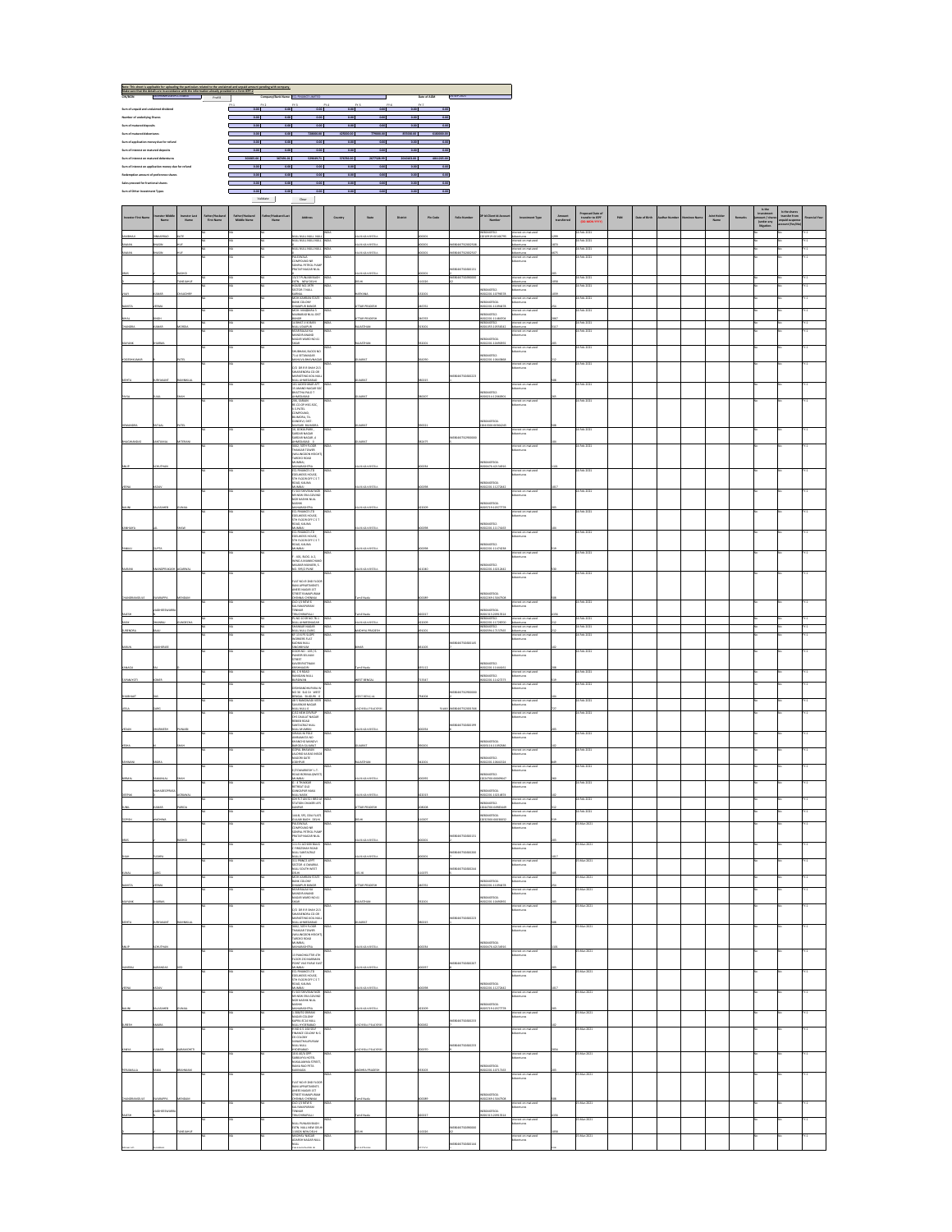Note: This sheet is applicable for uploading the particulars related to the unclaimed and unpaid amount pending with company.

Make sure that the details are in accordance with the information already provided in e-form IEPF-2

| CIN/BCIN | | Prefill | Company/Bank Name | | Date of AGM | |
|---|---|---|---|---|---|---|

| | FY-1 | FY-2 | FY-3 | FY-4 | FY-5 | FY-6 | FY-7 |
|---|---|---|---|---|---|---|---|
| Sum of unpaid and unclaimed dividend | 0.00 | 0.00 | 0.00 | 0.00 | 0.00 | 0.00 | 0.00 |
| Number of underlying Shares | 0.00 | 0.00 | 0.00 | 0.00 | 0.00 | 0.00 | 0.00 |
| Sum of matured deposits | 0.00 | 0.00 | 0.00 | 0.00 | 0.00 | 0.00 | 0.00 |
| Sum of matured debentures | 0.00 | 0.00 | | | | | |
| Sum of application money due for refund | 0.00 | 0.00 | 0.00 | 0.00 | 0.00 | 0.00 | 0.00 |
| Sum of interest on matured deposits | 0.00 | 0.00 | 0.00 | 0.00 | 0.00 | 0.00 | 0.00 |
| Sum of interest on matured debentures | | | | | | | |
| Sum of interest on application money due for refund | 0.00 | 0.00 | 0.00 | 0.00 | 0.00 | 0.00 | 0.00 |
| Redemption amount of preference shares | 0.00 | 0.00 | 0.00 | 0.00 | 0.00 | 0.00 | 0.00 |
| Sales proceed for fractional shares | 0.00 | 0.00 | 0.00 | 0.00 | 0.00 | 0.00 | 0.00 |
| Sum of Other Investment Types | 0.00 | 0.00 | 0.00 | 0.00 | 0.00 | 0.00 | 0.00 |

| Investor First Name | Investor Middle Name | Investor Last Name | Father/Husband First Name | Father/Husband Middle Name | Father/Husband Last Name | Address | Country | State | District | Pin Code | Folio Number | DP Id-Client Id-Account Number | Investment Type | Amount transferred | Proposed Date of transfer to IEPF (DD-MON-YYYY) | PAN | Date of Birth | Aadhar Number | Nominee Name | Joint Holder Name | Remarks | Is the Investment (amount / shares) under any litigation | Is the shares transfer from unpaid suspense account (Yes/No) | Financial Year |
|---|---|---|---|---|---|---|---|---|---|---|---|---|---|---|---|---|---|---|---|---|---|---|---|---|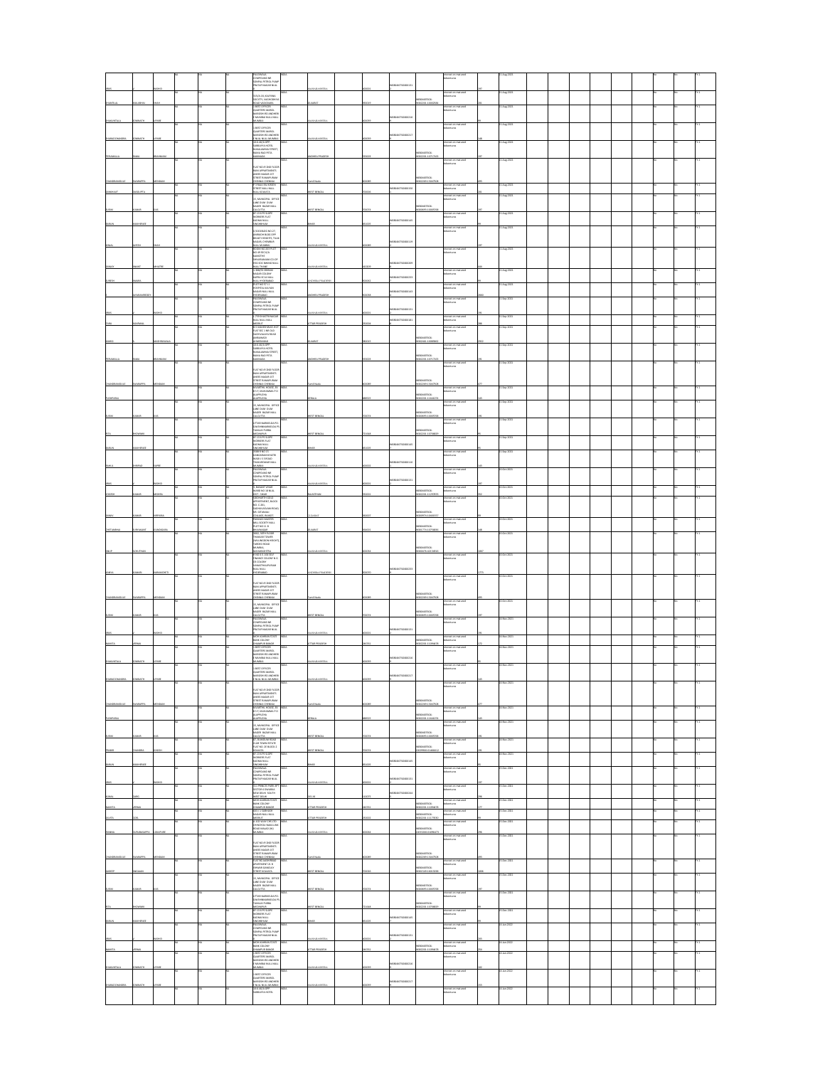| First Name | Middle Name | Last Name | Address | Country | State | Pin Code | Folio Number / DP ID-Client ID | Investment Type | Amount | Proposed Date of Transfer to IEPF | Financial Year |
|---|---|---|---|---|---|---|---|---|---|---|---|
| VIBIS | | NOHID | PALSINGLA COMPOUND NR SHIVRAJ PETROL PUMP PRATAPNAGAR NEAL | INDIA | MAHARASHTRA | 400001 | | Interest on matured debentures | 197 | 23-Aug-2021 | FY-1 |
| SHANTILAL | BHURABHAI | SHAH | 3/33/2133, KALPANA SOCIETY, NAGARWADA ROAD, VADODARA | INDIA | GUJARAT | 390019 | | Interest on matured debentures | 281 | 23-Aug-2021 | FY-1 |
| BHARATKUMAR | SOMNATH | UPARE | 1 BEST OFFICERS QUARTERS MAROL MAROSHI RD, ANDHERI E MUMBAI | INDIA | MAHARASHTRA | 400059 | | Interest on matured debentures | 99 | 23-Aug-2021 | FY-1 |
| CHANDRASHEKHAR | SOMNATH | UPARE | 1 BEST OFFICERS QUARTERS MAROL MAROSHI RD, ANDHERI E MUMBAI | INDIA | MAHARASHTRA | 400059 | | Interest on matured debentures | 198 | 23-Aug-2021 | FY-1 |
| PERUMALLA | RAMA | BRAHMAIAH | 10-6-33/1 OPP SARASWATHI HOTEL, KUNDAVARAM STREET, RAMALINGA PETA, NARSARAOPET | INDIA | ANDHRA PRADESH | 522601 | | Interest on matured debentures | 197 | 23-Aug-2021 | FY-1 |
| CHANDRAMOULI | SIVANAPPA | MENDAN | FLAT NO 49 2ND FLOOR RAVI APPARTMENTS, SHEETAL NAGAR 1ST STREET RAMAPURAM, CHENNAI | INDIA | TAMIL NADU | 600089 | | Interest on matured debentures | 495 | 23-Aug-2021 | FY-1 |
| KANKAIAH | | SASGUPTA | | INDIA | WEST BENGAL | 700009 | | Interest on matured debentures | 281 | 23-Aug-2021 | FY-1 |
| SUBIR | KUMAR | DAS | 33, MUNICIPAL OFFICE LANE DUM DUM, NAGER BAZAR, CALCUTTA | INDIA | WEST BENGAL | 700074 | | Interest on matured debentures | 197 | 23-Aug-2021 | FY-1 |
| ARJUN | | KUSHWAHA | | INDIA | BIHAR | 800001 | | Interest on matured debentures | 99 | 23-Aug-2021 | FY-1 |
| CHANDRAMOULI | SIVANAPPA | MENDAN | FLAT NO 49 2ND FLOOR RAVI APPARTMENTS, SHEETAL NAGAR 1ST STREET RAMAPURAM, CHENNAI | INDIA | TAMIL NADU | 600089 | | Interest on matured debentures | 477 | 23-Sep-2021 | FY-1 |
| SUBIR | KUMAR | DAS | 33, MUNICIPAL OFFICE LANE DUM DUM, NAGER BAZAR, CALCUTTA | INDIA | WEST BENGAL | 700074 | | Interest on matured debentures | 196 | 23-Sep-2021 | FY-1 |
| CHANDRAMOULI | SIVANAPPA | MENDAN | FLAT NO 49 2ND FLOOR RAVI APPARTMENTS, SHEETAL NAGAR 1ST STREET RAMAPURAM, CHENNAI | INDIA | TAMIL NADU | 600089 | | Interest on matured debentures | 495 | 23-Oct-2021 | FY-1 |
| SUBIR | KUMAR | DAS | 33, MUNICIPAL OFFICE LANE DUM DUM, NAGER BAZAR, CALCUTTA | INDIA | WEST BENGAL | 700074 | | Interest on matured debentures | 197 | 23-Oct-2021 | FY-1 |
| BHARATKUMAR | SOMNATH | UPARE | 1 BEST OFFICERS QUARTERS MAROL MAROSHI RD, ANDHERI E MUMBAI | INDIA | MAHARASHTRA | 400059 | | Interest on matured debentures | 99 | 23-Nov-2021 | FY-1 |
| CHANDRAMOULI | SIVANAPPA | MENDAN | FLAT NO 49 2ND FLOOR RAVI APPARTMENTS, SHEETAL NAGAR 1ST STREET RAMAPURAM, CHENNAI | INDIA | TAMIL NADU | 600089 | | Interest on matured debentures | 477 | 23-Nov-2021 | FY-1 |
| SUBIR | KUMAR | DAS | 33, MUNICIPAL OFFICE LANE DUM DUM, NAGER BAZAR, CALCUTTA | INDIA | WEST BENGAL | 700074 | | Interest on matured debentures | 195 | 23-Nov-2021 | FY-1 |
| CHANDRAMOULI | SIVANAPPA | MENDAN | FLAT NO 49 2ND FLOOR RAVI APPARTMENTS, SHEETAL NAGAR 1ST STREET RAMAPURAM, CHENNAI | INDIA | TAMIL NADU | 600089 | | Interest on matured debentures | 495 | 23-Dec-2021 | FY-1 |
| SUBIR | KUMAR | DAS | 33, MUNICIPAL OFFICE LANE DUM DUM, NAGER BAZAR, CALCUTTA | INDIA | WEST BENGAL | 700074 | | Interest on matured debentures | 197 | 23-Dec-2021 | FY-1 |
| BHARATKUMAR | SOMNATH | UPARE | 1 BEST OFFICERS QUARTERS MAROL MAROSHI RD, ANDHERI E MUMBAI | INDIA | MAHARASHTRA | 400059 | | Interest on matured debentures | 102 | 23-Jan-2022 | FY-1 |
| CHANDRASHEKHAR | SOMNATH | UPARE | 1 BEST OFFICERS QUARTERS MAROL MAROSHI RD, ANDHERI E MUMBAI | INDIA | MAHARASHTRA | 400059 | | Interest on matured debentures | 205 | 23-Jan-2022 | FY-1 |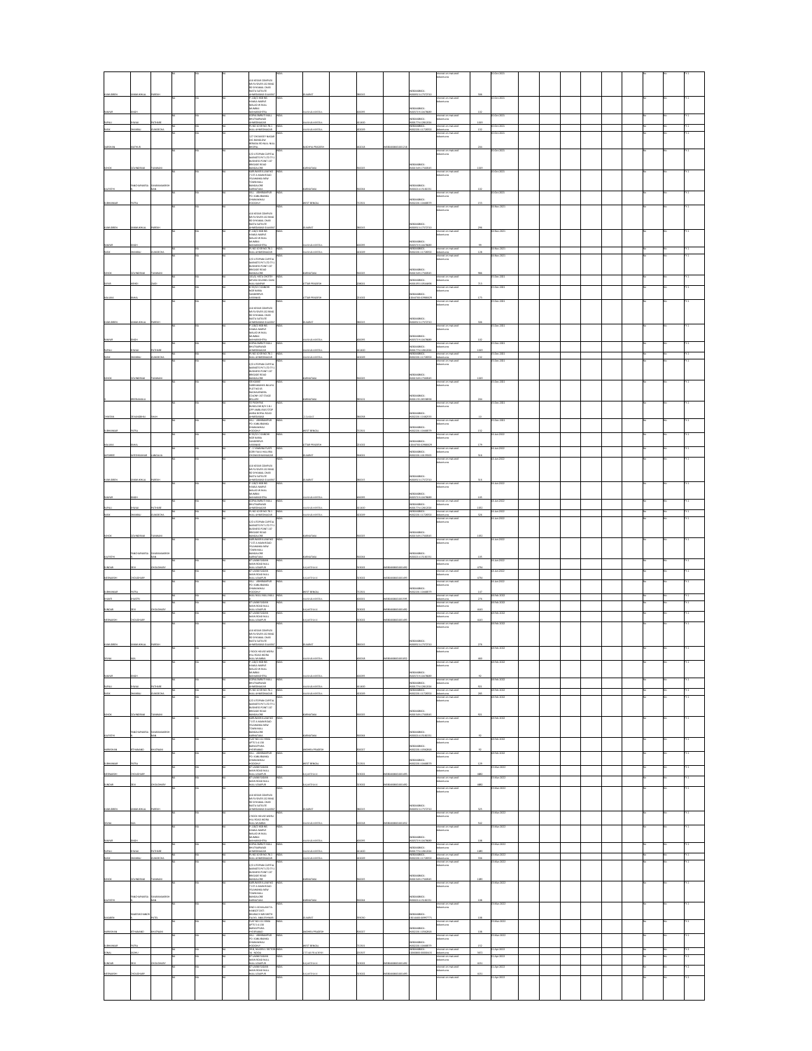| First Name | Middle Name | Last Name | Address | Country | State | Pin Code | Investment Type | Amount | Proposed Date of Transfer |
|---|---|---|---|---|---|---|---|---|---|
| KAMLABEN | RAMANIKLAL | PARIKH | 614 KESAR COMPLEX NR FLYOVER 132 RING RD SHYAMAL CHAR RASTA SATELITE AHMEDABAD GUJARAT | INDIA | GUJARAT | 380015 | Interest on matured debentures | 366 | 10-Oct-2021 |
| BABAR | | SINGH | F-106/3 HAMZA MARKET MASJID MUMBAI MAHARASHTRA | INDIA | MAHARASHTRA | 400009 | Interest on matured debentures | 122 | 10-Oct-2021 |
| RUPALI | SHYAM | PATHAR | GOPALTAMBOTI MALL AHMEDNAGAR | INDIA | MAHARASHTRA | 414001 | Interest on matured debentures | 1469 | 10-Oct-2021 |
| RAJK | DHANRAJ | SURENDRA | PL NO 10 SR NO 78-1 AHMEDNAGAR | INDIA | MAHARASHTRA | 414003 | Interest on matured debentures | 132 | 10-Oct-2021 |
| CHANDAN | | RATHOR | 127 CHOWKEY NAGAR BHOPAL | INDIA | MADHYA PRADESH | 462038 | Interest on matured debentures | 206 | 10-Oct-2021 |
| ASHOK | GOVINDRAM | TAMNANI | C/O UTOPIAN CAPITAL MARKETS PVT LTD BUSINESS POINT BRIGADE ROAD BANGALORE | INDIA | KARNATAKA | 560025 | Interest on matured debentures | 1469 | 10-Oct-2021 |
| KALPATHI | PANCHAPAKESA | SIVARAMAKRISHNAN | YELAHANKA NEW TOWN BANGALORE KARNATAKA | INDIA | KARNATAKA | 560064 | Interest on matured debentures | 102 | 10-Oct-2021 |
| SUBHANKAR | | PATRA | VILL - PO- HOOGHLY | INDIA | WEST BENGAL | 712501 | Interest on matured debentures | 135 | 10-Oct-2021 |
| KAMLABEN | RAMANIKLAL | PARIKH | 614 KESAR COMPLEX NR FLYOVER 132 RING RD SHYAMAL CHAR RASTA SATELITE AHMEDABAD GUJARAT | INDIA | GUJARAT | 380015 | Interest on matured debentures | 296 | 18-Nov-2021 |
| BABAR | | SINGH | F-106/3 HAMZA MARKET MASJID MUMBAI MAHARASHTRA | INDIA | MAHARASHTRA | 400009 | Interest on matured debentures | 99 | 18-Nov-2021 |
| RAJK | DHANRAJ | SURENDRA | PL NO 10 SR NO 78-1 AHMEDNAGAR | INDIA | MAHARASHTRA | 414003 | Interest on matured debentures | 129 | 18-Nov-2021 |
| ASHOK | GOVINDRAM | TAMNANI | C/O UTOPIAN CAPITAL MARKETS PVT LTD BUSINESS POINT BRIGADE ROAD BANGALORE | INDIA | KARNATAKA | 560025 | Interest on matured debentures | 986 | 18-Nov-2021 |
| KALPATHI | PANCHAPAKESA | SIVARAMAKRISHNAN | YELAHANKA NEW TOWN BANGALORE KARNATAKA | INDIA | KARNATAKA | 560064 | Interest on matured debentures | 102 | 18-Nov-2021 |
| SUBHANKAR | | PATRA | VILL - PO- HOOGHLY | INDIA | WEST BENGAL | 712501 | Interest on matured debentures | 172 | 18-Nov-2021 |
| KAMLABEN | RAMANIKLAL | PARIKH | 614 KESAR COMPLEX NR FLYOVER 132 RING RD SHYAMAL CHAR RASTA SATELITE AHMEDABAD GUJARAT | INDIA | GUJARAT | 380015 | Interest on matured debentures | 314 | 18-Jan-2022 |
| RUPALI | SHYAM | PATHAR | GOPALTAMBOTI MALL AHMEDNAGAR | INDIA | MAHARASHTRA | 414001 | Interest on matured debentures | 1352 | 18-Jan-2022 |
| ASHOK | GOVINDRAM | TAMNANI | C/O UTOPIAN CAPITAL MARKETS PVT LTD BUSINESS POINT BRIGADE ROAD BANGALORE | INDIA | KARNATAKA | 560025 | Interest on matured debentures | 1352 | 18-Jan-2022 |
| SUBHANKAR | | PATRA | VILL - PO- HOOGHLY | INDIA | WEST BENGAL | 712501 | Interest on matured debentures | 147 | 18-Jan-2022 |
| KAMLABEN | RAMANIKLAL | PARIKH | 614 KESAR COMPLEX NR FLYOVER 132 RING RD SHYAMAL CHAR RASTA SATELITE AHMEDABAD GUJARAT | INDIA | GUJARAT | 380015 | Interest on matured debentures | 276 | 18-Feb-2022 |
| RUPALI | SHYAM | PATHAR | GOPALTAMBOTI MALL AHMEDNAGAR | INDIA | MAHARASHTRA | 414001 | Interest on matured debentures | 923 | 18-Feb-2022 |
| ASHOK | GOVINDRAM | TAMNANI | C/O UTOPIAN CAPITAL MARKETS PVT LTD BUSINESS POINT BRIGADE ROAD BANGALORE | INDIA | KARNATAKA | 560025 | Interest on matured debentures | 923 | 18-Feb-2022 |
| SUBHANKAR | | PATRA | VILL - PO- HOOGHLY | INDIA | WEST BENGAL | 712501 | Interest on matured debentures | 129 | 18-Feb-2022 |
| KAMLABEN | RAMANIKLAL | PARIKH | 614 KESAR COMPLEX NR FLYOVER 132 RING RD SHYAMAL CHAR RASTA SATELITE AHMEDABAD GUJARAT | INDIA | GUJARAT | 380015 | Interest on matured debentures | 325 | 18-Mar-2022 |
| RUPALI | SHYAM | PATHAR | GOPALTAMBOTI MALL AHMEDNAGAR | INDIA | MAHARASHTRA | 414001 | Interest on matured debentures | 1480 | 18-Mar-2022 |
| ASHOK | GOVINDRAM | TAMNANI | C/O UTOPIAN CAPITAL MARKETS PVT LTD BUSINESS POINT BRIGADE ROAD BANGALORE | INDIA | KARNATAKA | 560025 | Interest on matured debentures | 1480 | 18-Mar-2022 |
| SUBHANKAR | | PATRA | VILL - PO- HOOGHLY | INDIA | WEST BENGAL | 712501 | Interest on matured debentures | 172 | 18-Mar-2022 |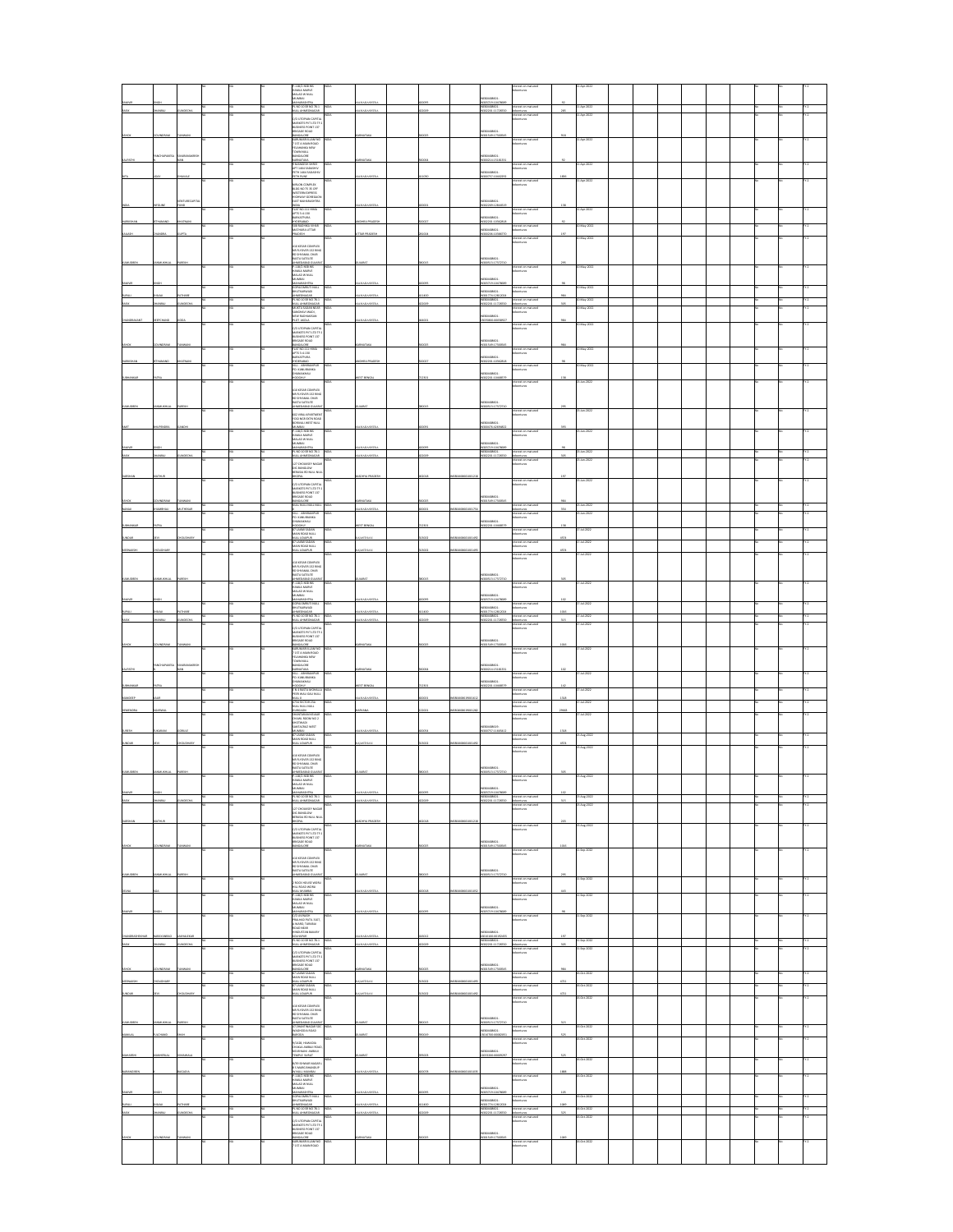| First Name | Middle Name | Last Name | Country | State | Investment Type | Amount | Date |
|---|---|---|---|---|---|---|---|
| MAHAR | SINGH | | INDIA | MAHARASHTRA | Interest on matured debentures | 92 | 23-Apr-2022 |
| RAJIV | DHANRAJ | KUNDECHA | INDIA | MAHARASHTRA | Interest on matured debentures | 245 | 23-Apr-2022 |
| ASHOK | GOVINDRAM | TAWANI | INDIA | KARNATAKA | Interest on matured debentures | 918 | 23-Apr-2022 |
| AJAYPATHI | PANCHAKSHARAIAH | SIVARAMAKRISHNAN | INDIA | KARNATAKA | Interest on matured debentures | 92 | 23-Apr-2022 |
| NITA | VIJAY | BHAGWAT | INDIA | MAHARASHTRA | Interest on matured debentures | 1880 | 23-Apr-2022 |
| INDIA | INFOLINE | VENTURE CAPITAL FUND | INDIA | MAHARASHTRA | Interest on matured debentures | 178 | 23-Apr-2022 |
| NARENDRAN | PETHANAND | BHATNANI | INDIA | ANDHRA PRADESH | Interest on matured debentures | 92 | 23-Apr-2022 |
| JAANAVI | CHANDRA | GUPTA | INDIA | UTTAR PRADESH | Interest on matured debentures | 197 | 23-May-2022 |
| KAMALBEN | RAMANIKLAL | PAREKH | INDIA | GUJARAT | Interest on matured debentures | 295 | 23-May-2022 |
| MAHAR | SINGH | | INDIA | MAHARASHTRA | Interest on matured debentures | 98 | 23-May-2022 |
| RUPALI | VINAY | PATHARE | INDIA | MAHARASHTRA | Interest on matured debentures | 986 | 23-May-2022 |
| RAJIV | DHANRAJ | KUNDECHA | INDIA | MAHARASHTRA | Interest on matured debentures | 345 | 23-May-2022 |
| CHANDRAKANT | DEEPCHAND | BORA | INDIA | MAHARASHTRA | Interest on matured debentures | 986 | 23-May-2022 |
| ASHOK | GOVINDRAM | TAWANI | INDIA | KARNATAKA | Interest on matured debentures | 986 | 23-May-2022 |
| NARENDRAN | PETHANAND | BHATNANI | INDIA | ANDHRA PRADESH | Interest on matured debentures | 96 | 23-May-2022 |
| SUBHANKAR | PATRA | | INDIA | WEST BENGAL | Interest on matured debentures | 178 | 23-Jun-2022 |
| KAMALBEN | RAMANIKLAL | PAREKH | INDIA | GUJARAT | Interest on matured debentures | 295 | 23-Jun-2022 |
| AMIT | MAHENDRA | GANDHI | INDIA | MAHARASHTRA | Interest on matured debentures | 395 | 23-Jun-2022 |
| MAHAR | SINGH | | INDIA | MAHARASHTRA | Interest on matured debentures | 98 | 23-Jun-2022 |
| RAJIV | DHANRAJ | KUNDECHA | INDIA | MAHARASHTRA | Interest on matured debentures | 345 | 23-Jun-2022 |
| DARSHAN | MATHUR | | INDIA | MADHYA PRADESH | Interest on matured debentures | 197 | 23-Jun-2022 |
| ASHOK | GOVINDRAM | TAWANI | INDIA | KARNATAKA | Interest on matured debentures | 986 | 23-Jun-2022 |
| NIRMALA | RAMPRASAD | MUTHREJA | INDIA | KARNATAKA | Interest on matured debentures | 556 | 23-Jun-2022 |
| SUBHANKAR | PATRA | | INDIA | WEST BENGAL | Interest on matured debentures | 138 | 23-Jun-2022 |
| SUNDAR | DEVI | CHOUDHARY | INDIA | RAJASTHAN | Interest on matured debentures | 4973 | 23-Jul-2022 |
| MEENAKSHI | CHOUDHARY | | INDIA | RAJASTHAN | Interest on matured debentures | 4973 | 23-Jul-2022 |
| KAMALBEN | RAMANIKLAL | PAREKH | INDIA | GUJARAT | Interest on matured debentures | 345 | 23-Jul-2022 |
| MAHAR | SINGH | | INDIA | MAHARASHTRA | Interest on matured debentures | 122 | 23-Jul-2022 |
| RUPALI | VINAY | PATHARE | INDIA | MAHARASHTRA | Interest on matured debentures | 1064 | 23-Jul-2022 |
| RAJIV | DHANRAJ | KUNDECHA | INDIA | MAHARASHTRA | Interest on matured debentures | 345 | 23-Jul-2022 |
| ASHOK | GOVINDRAM | TAWANI | INDIA | KARNATAKA | Interest on matured debentures | 1064 | 23-Jul-2022 |
| AJAYPATHI | PANCHAKSHARAIAH | SIVARAMAKRISHNAN | INDIA | KARNATAKA | Interest on matured debentures | 122 | 23-Jul-2022 |
| SUBHANKAR | PATRA | | INDIA | WEST BENGAL | Interest on matured debentures | 142 | 23-Jul-2022 |
| MANDEEP | KAUR | | INDIA | DELHI | Interest on matured debentures | 1768 | 23-Jul-2022 |
| HEMENDRA | AGARWAL | | INDIA | HARYANA | Interest on matured debentures | 29480 | 23-Jul-2022 |
| SURESH | PUKHRAJ | GOKALE | INDIA | MAHARASHTRA | Interest on matured debentures | 1768 | 23-Aug-2022 |
| SUNDAR | DEVI | CHOUDHARY | INDIA | RAJASTHAN | Interest on matured debentures | 4973 | 23-Aug-2022 |
| KAMALBEN | RAMANIKLAL | PAREKH | INDIA | GUJARAT | Interest on matured debentures | 345 | 23-Aug-2022 |
| MAHAR | SINGH | | INDIA | MAHARASHTRA | Interest on matured debentures | 122 | 23-Aug-2022 |
| RAJIV | DHANRAJ | KUNDECHA | INDIA | MAHARASHTRA | Interest on matured debentures | 345 | 23-Aug-2022 |
| DARSHAN | MATHUR | | INDIA | MADHYA PRADESH | Interest on matured debentures | 295 | 23-Aug-2022 |
| ASHOK | GOVINDRAM | TAWANI | INDIA | KARNATAKA | Interest on matured debentures | 1064 | 23-Aug-2022 |
| KAMALBEN | RAMANIKLAL | PAREKH | INDIA | GUJARAT | Interest on matured debentures | 295 | 23-Sep-2022 |
| DEENA | NATH | | INDIA | | Interest on matured debentures | 345 | 23-Sep-2022 |
| MAHAR | SINGH | | INDIA | MAHARASHTRA | Interest on matured debentures | 98 | 23-Sep-2022 |
| CHANDRASHEKHAR | NARAYANRAO | JANGALEKAR | INDIA | MAHARASHTRA | Interest on matured debentures | 197 | 23-Sep-2022 |
| RAJIV | DHANRAJ | KUNDECHA | INDIA | MAHARASHTRA | Interest on matured debentures | 345 | 23-Sep-2022 |
| ASHOK | GOVINDRAM | TAWANI | INDIA | KARNATAKA | Interest on matured debentures | 986 | 23-Sep-2022 |
| MEENAKSHI | CHOUDHARY | | INDIA | RAJASTHAN | Interest on matured debentures | 4973 | 23-Oct-2022 |
| SUNDAR | DEVI | CHOUDHARY | INDIA | RAJASTHAN | Interest on matured debentures | 4973 | 23-Oct-2022 |
| KAMALBEN | RAMANIKLAL | PAREKH | INDIA | GUJARAT | Interest on matured debentures | 315 | 23-Oct-2022 |
| MANILAL | PUKHRAJ | SHAH | INDIA | GUJARAT | Interest on matured debentures | 325 | 23-Oct-2022 |
| NISARAHMED | NEMANMALI | DHANWALA | INDIA | GUJARAT | Interest on matured debentures | 325 | 23-Oct-2022 |
| NARENDRA | | BAGADIA | INDIA | MAHARASHTRA | Interest on matured debentures | 1888 | 23-Oct-2022 |
| MAHAR | SINGH | | INDIA | MAHARASHTRA | Interest on matured debentures | 145 | 23-Oct-2022 |
| RUPALI | VINAY | PATHARE | INDIA | MAHARASHTRA | Interest on matured debentures | 1089 | 23-Oct-2022 |
| RAJIV | DHANRAJ | KUNDECHA | INDIA | MAHARASHTRA | Interest on matured debentures | 325 | 23-Oct-2022 |
| ASHOK | GOVINDRAM | TAWANI | INDIA | KARNATAKA | Interest on matured debentures | 1089 | 23-Oct-2022 |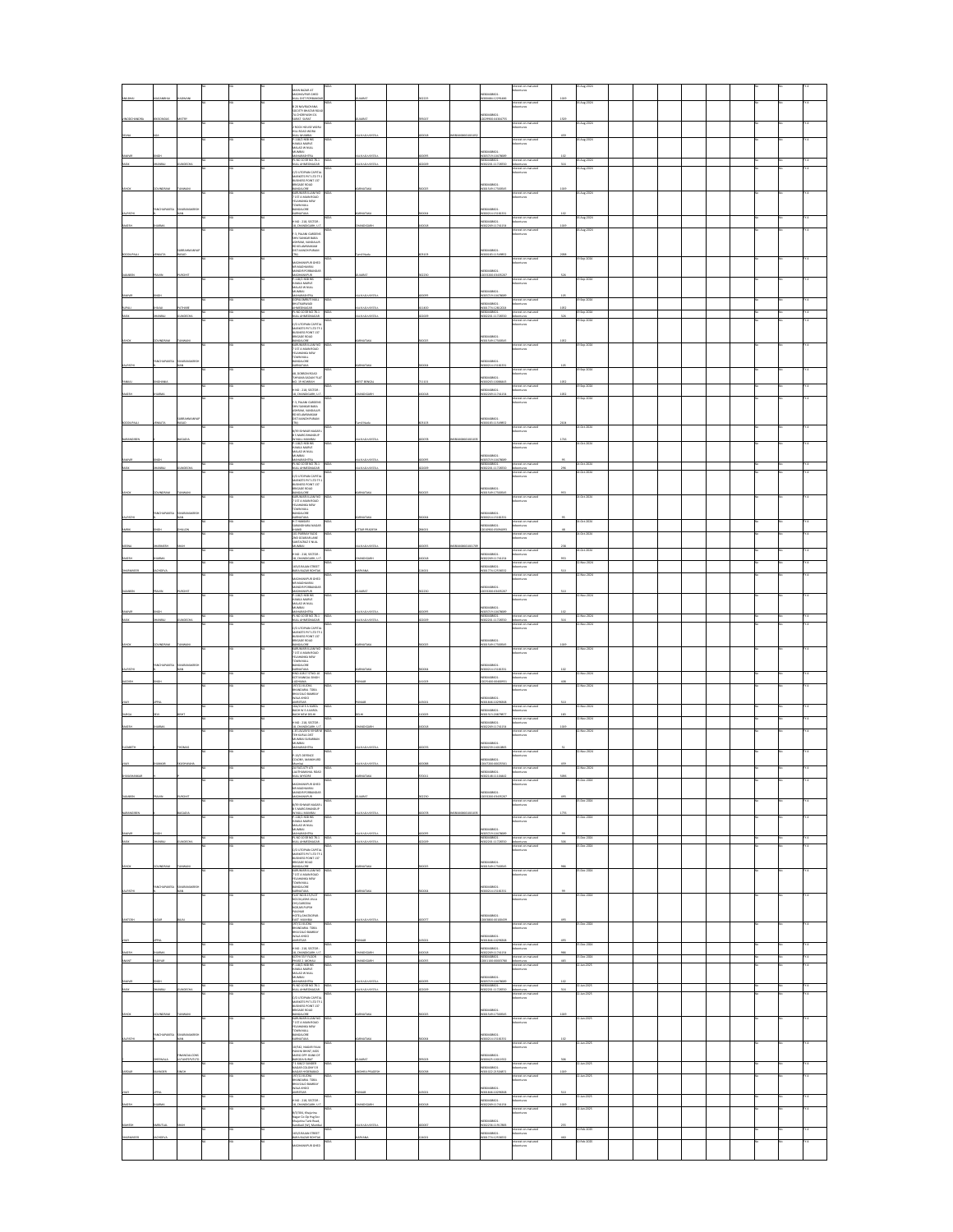| | | | | | | | | | | | | | | | | | | | | | | | |
|---|---|---|---|---|---|---|---|---|---|---|---|---|---|---|---|---|---|---|---|---|---|---|---|
| NILABHAI | NAGJIBHAI | KHUNDANI | | | NA | | MAIN BAZAR AT MADHAVPUR GHED BULL DIST PORBANDAR | INDIA | GUJARAT | | 362230 | | IN30048000001 IN30048412295436 | Interest on matured debentures | 1469 | 03-Aug-2023 | | | | | No | No | FY-4 |
| VINODCHANDRA | BHOGIBHAI | MISTRY | | | NA | | B 28 NAVRACHANA SOCIETY BHATAR ROAD B/H CHORAYANI DS SURAT GUJRAT | INDIA | GUJARAT | | | | IN30048000001 12029900 04300797 | Interest on matured debentures | 1329 | 03-Aug-2023 | | | | | No | No | FY-4 |
| VEENA | | JAIN | | | NA | | 2 ROCK HOUSE WORLI PALI ROAD WORLI BULL MUMBAI | INDIA | MAHARASHTRA | | 400018 | | IN30048000001 0052 | Interest on matured debentures | 693 | 03-Aug-2023 | | | | | No | No | FY-4 |
| RAMVIR | SINGH | | | | NA | | P-1-2B23 RISE INN KHANA MARVE MALAD W BULL MUMBAI MAHARASHTRA | INDIA | MAHARASHTRA | | 400095 | | IN30048000001 IN30575 13678689 | Interest on matured debentures | 132 | 03-Aug-2023 | | | | | No | No | FY-4 |
| ALKA | DHANRAJ | SUNDERCHA | | | NA | | PL NO 30 SR NO 78-1 BULL AHMEDNAGAR | INDIA | MAHARASHTRA | | 414009 | | IN30048000001 IN30226 11728900 | Interest on matured debentures | 916 | 03-Aug-2023 | | | | | No | No | FY-4 |
| ASHOK | GOVINDRAM | TUNNAKH | | | NA | | C/O UTOPIAN CAPITAL MARKETS PVT LTD 73 BUSINESS POINT 137 BRIGADE ROAD BANGALORE | INDIA | KARNATAKA | | 560025 | | IN30048000001 IN30169 11700943 | Interest on matured debentures | 1269 | 03-Aug-2023 | | | | | No | No | FY-4 |
| ALEYATH | PANCHAPAKESA | SHARMAMARESH KAN | | | NA | | NARUMANAI ILLAM NO 7 1ST A MAIN ROAD YELAHANKA NEW TOWN BULL BANGALORE KARNATAKA | INDIA | KARNATAKA | | 560064 | | IN30048000001 IN30021 41918332 | Interest on matured debentures | 132 | 03-Aug-2023 | | | | | No | No | FY-4 |
| RAKESH | SHARMA | | | | NA | | H NO - 218, SECTOR - 38, CHANDIGARH. U.T | INDIA | CHANDIGARH | | 160036 | | IN30048000001 IN30299 41734234 | Interest on matured debentures | 1269 | 03-Aug-2023 | | | | | No | No | FY-4 |
| KOODAVALLI | VENKATA | SUBRAMANYAP RASAD | | | NA | | F 3, PALANI GARDENS SRIV SANKAR BABA ASHRAM, NANDALUR RD KELAMBAKKAM DIST KANCHIPURAM (TN) | INDIA | Tamil Nadu | | 603103 | | IN30048000001 IN30018311569852 | Interest on matured debentures | 2068 | 03-Aug-2023 | | | | | No | No | FY-4 |
| SAMABEN | PRAVIN | PUROHIT | | | NA | | MADHAVPUR GHED NR RAMDHUN MANDIR PORBANDAR MADHAVPUR | INDIA | GUJARAT | | 362230 | | IN30048000001 12033200 03435267 | Interest on matured debentures | 326 | 09-Sep-2023 | | | | | No | No | FY-4 |
| RAMVIR | SINGH | | | | NA | | P-1-2B23 RISE INN KHANA MARVE MALAD W BULL MUMBAI MAHARASHTRA | INDIA | MAHARASHTRA | | 400095 | | IN30048000001 IN30575 13678689 | Interest on matured debentures | 125 | 09-Sep-2023 | | | | | No | No | FY-4 |
| RUPALI | PRANAB | PATHAK | | | NA | | GOPALWADI 9 BULL NR UTTAMNAGAR AHMEDNAGAR | INDIA | MAHARASHTRA | | 414001 | | IN30048000001 IN30177412822024 | Interest on matured debentures | 1351 | 09-Sep-2023 | | | | | No | No | FY-4 |
| ALKA | DHANRAJ | SUNDERCHA | | | NA | | PL NO 30 SR NO 78-1 BULL AHMEDNAGAR | INDIA | MAHARASHTRA | | 414009 | | IN30048000001 IN30226 11728900 | Interest on matured debentures | 326 | 09-Sep-2023 | | | | | No | No | FY-4 |
| ASHOK | GOVINDRAM | TUNNAKH | | | NA | | C/O UTOPIAN CAPITAL MARKETS PVT LTD 73 BUSINESS POINT 137 BRIGADE ROAD BANGALORE | INDIA | KARNATAKA | | 560025 | | IN30048000001 IN30169 11700943 | Interest on matured debentures | 1351 | 09-Sep-2023 | | | | | No | No | FY-4 |
| ALEYATH | PANCHAPAKESA | SHARMAMARESH KAN | | | NA | | NARUMANAI ILLAM NO 7 1ST A MAIN ROAD YELAHANKA NEW TOWN BULL BANGALORE KARNATAKA | INDIA | KARNATAKA | | 560064 | | IN30048000001 IN30021 41918332 | Interest on matured debentures | 125 | 09-Sep-2023 | | | | | No | No | FY-4 |
| PANKAJ | KHEMKA | | | | NA | | 68, DOBSON ROAD TARAMANI SADAN FLAT NO. 2B HOWRAH | INDIA | WEST BENGAL | | 711101 | | IN30048000001 IN30032 10988441 | Interest on matured debentures | 1802 | 09-Sep-2023 | | | | | No | No | FY-4 |
| RAKESH | SHARMA | | | | NA | | H NO - 218, SECTOR - 38, CHANDIGARH. U.T | INDIA | CHANDIGARH | | 160036 | | IN30048000001 IN30299 41734234 | Interest on matured debentures | 1351 | 09-Sep-2023 | | | | | No | No | FY-4 |
| KOODAVALLI | VENKATA | SUBRAMANYAP RASAD | | | NA | | F 3, PALANI GARDENS SRIV SANKAR BABA ASHRAM, NANDALUR RD KELAMBAKKAM DIST KANCHIPURAM (TN) | INDIA | Tamil Nadu | | 603103 | | IN30048000001 IN30018311569852 | Interest on matured debentures | 2928 | 09-Sep-2023 | | | | | No | No | FY-4 |
| MANHARBEN | | BAGADIA | | | NA | | B/29 SHANKAR NAGAR L B S MARG BHANDUP W BULL MUMBAI | INDIA | MAHARASHTRA | | 400078 | | IN30048000001 0009 | Interest on matured debentures | 1750 | 18-Oct-2023 | | | | | No | No | FY-4 |
| RAMVIR | SINGH | | | | NA | | P-1-2B23 RISE INN KHANA MARVE MALAD W BULL MUMBAI MAHARASHTRA | INDIA | MAHARASHTRA | | 400095 | | IN30048000001 IN30575 13678689 | Interest on matured debentures | 96 | 18-Oct-2023 | | | | | No | No | FY-4 |
| ALKA | DHANRAJ | SUNDERCHA | | | NA | | PL NO 30 SR NO 78-1 BULL AHMEDNAGAR | INDIA | MAHARASHTRA | | 414009 | | IN30048000001 IN30226 11728900 | Interest on matured debentures | 296 | 18-Oct-2023 | | | | | No | No | FY-4 |
| ASHOK | GOVINDRAM | TUNNAKH | | | NA | | C/O UTOPIAN CAPITAL MARKETS PVT LTD 73 BUSINESS POINT 137 BRIGADE ROAD BANGALORE | INDIA | KARNATAKA | | 560025 | | IN30048000001 IN30169 11700943 | Interest on matured debentures | 955 | 18-Oct-2023 | | | | | No | No | FY-4 |
| ALEYATH | PANCHAPAKESA | SHARMAMARESH KAN | | | NA | | NARUMANAI ILLAM NO 7 1ST A MAIN ROAD YELAHANKA NEW TOWN BULL BANGALORE KARNATAKA | INDIA | KARNATAKA | | 560064 | | IN30048000001 IN30021 41918332 | Interest on matured debentures | 96 | 18-Oct-2023 | | | | | No | No | FY-4 |
| VIPIN | BHATI | DHILLON | | | NA | | P 7 SUBBARO SHANKERNAG NAGAR | INDIA | UTTAR PRADESH | | 250003 | | IN30048000001 12018600 00096899 | Interest on matured debentures | 38 | 18-Oct-2023 | | | | | No | No | FY-4 |
| VEENA | DHARMESH | SHAH | | | NA | | 102 PARIMAT NEXT DADI BOMRAJI LANE OLD TAROLP BULL MUMBAI | INDIA | MAHARASHTRA | | 400004 | | IN30048000001 0000798 | Interest on matured debentures | 238 | 18-Oct-2023 | | | | | No | No | FY-4 |
| RAKESH | SHARMA | | | | NA | | H NO - 218, SECTOR - 38, CHANDIGARH. U.T | INDIA | CHANDIGARH | | 160036 | | IN30048000001 IN30299 41734234 | Interest on matured debentures | 955 | 18-Oct-2023 | | | | | No | No | FY-4 |
| DHARAMVEER | SACHDEVA | | | | NA | | 169/4 RAJAN STREET BARA BAZAR ROHTAK | INDIA | HARYANA | | 124001 | | IN30048000001 IN30177412598431 | Interest on matured debentures | 514 | 03-Nov-2023 | | | | | No | No | FY-4 |
| SAMABEN | PRAVIN | PUROHIT | | | NA | | MADHAVPUR GHED NR RAMDHUN MANDIR PORBANDAR MADHAVPUR | INDIA | GUJARAT | | 362230 | | IN30048000001 12033200 03435267 | Interest on matured debentures | 510 | 03-Nov-2023 | | | | | No | No | FY-4 |
| RAMVIR | SINGH | | | | NA | | P-1-2B23 RISE INN KHANA MARVE MALAD W BULL MUMBAI MAHARASHTRA | INDIA | MAHARASHTRA | | 400095 | | IN30048000001 IN30575 13678689 | Interest on matured debentures | 132 | 03-Nov-2023 | | | | | No | No | FY-4 |
| ALKA | DHANRAJ | SUNDERCHA | | | NA | | PL NO 30 SR NO 78-1 BULL AHMEDNAGAR | INDIA | MAHARASHTRA | | 414009 | | IN30048000001 IN30226 11728900 | Interest on matured debentures | 916 | 03-Nov-2023 | | | | | No | No | FY-4 |
| ASHOK | GOVINDRAM | TUNNAKH | | | NA | | C/O UTOPIAN CAPITAL MARKETS PVT LTD 73 BUSINESS POINT 137 BRIGADE ROAD BANGALORE | INDIA | KARNATAKA | | 560025 | | IN30048000001 IN30169 11700943 | Interest on matured debentures | 1269 | 03-Nov-2023 | | | | | No | No | FY-4 |
| ALEYATH | PANCHAPAKESA | SHARMAMARESH KAN | | | NA | | NARUMANAI ILLAM NO 7 1ST A MAIN ROAD YELAHANKA NEW TOWN BULL BANGALORE KARNATAKA | INDIA | KARNATAKA | | 560064 | | IN30048000001 IN30021 41918332 | Interest on matured debentures | 132 | 03-Nov-2023 | | | | | No | No | FY-4 |
| JAGDISH | SINGH | | | | NA | | POST SUB P OFFICE 10 KOT KHAKSAL SINGH LUDHIANA | INDIA | PUNJAB | | 141009 | | IN30048000001 12035000 00460991 | Interest on matured debentures | 488 | 03-Nov-2023 | | | | | No | No | FY-4 |
| VIJAY | UPPAL | | | | NA | | 1972 LI BLOCK BHANDARI TIBBA BHASTAILO BAMBAY BULA KHOLO AMRITSAR | INDIA | PUNJAB | | 143001 | | IN30048000001 IN30184 11096958 | Interest on matured debentures | 513 | 03-Nov-2023 | | | | | No | No | FY-4 |
| DURGA | DEVI | BIJLET | | | NA | | 1066 B W E II KAROL BAGH W E II KAROL BAGH NEW DELHI | INDIA | DELHI | | 110005 | | IN30048000001 IN30112 716 20677 | Interest on matured debentures | 145 | 03-Nov-2023 | | | | | No | No | FY-4 |
| RAKESH | SHARMA | | | | NA | | H NO - 218, SECTOR - 38, CHANDIGARH. U.T | INDIA | CHANDIGARH | | 160036 | | IN30048000001 IN30299 41734234 | Interest on matured debentures | 1269 | 03-Nov-2023 | | | | | No | No | FY-4 |
| ELIZABETH | | THOMAS | | | NA | | C-303 GOLDEN EMPIRE NR PEN GUSLA GHAT MUMBAI SUBURBAN MUMBAI MAHARASHTRA | INDIA | MAHARASHTRA | | 400059 | | IN30048000001 IN30290 11661869 | Interest on matured debentures | 35 | 03-Nov-2023 | | | | | No | No | FY-4 |
| VIJAY | SHANKAR | SHRIVASTAVA | | | NA | | F-10/5 DEFENCE COLONY, MANKHURD Mumbai | INDIA | MAHARASHTRA | | 400088 | | IN30048000001 12017500 00107051 | Interest on matured debentures | 693 | 03-Nov-2023 | | | | | No | No | FY-4 |
| V ESHWARKUMAR | | | | | NA | | 16 TAILOR 14 CHAITHANNAMAL ROAD BULL MYSORE | INDIA | KARNATAKA | | 570011 | | IN30048000001 IN30214 81139441 | Interest on matured debentures | 5004 | 05-Dec-2023 | | | | | No | No | FY-4 |
| SAMABEN | PRAVIN | PUROHIT | | | NA | | MADHAVPUR GHED NR RAMDHUN MANDIR PORBANDAR MADHAVPUR | INDIA | GUJARAT | | 362230 | | IN30048000001 12033200 03435267 | Interest on matured debentures | 495 | 05-Dec-2023 | | | | | No | No | FY-4 |
| MANHARBEN | | BAGADIA | | | NA | | B/29 SHANKAR NAGAR L B S MARG BHANDUP W BULL MUMBAI | INDIA | MAHARASHTRA | | 400078 | | IN30048000001 0009 | Interest on matured debentures | 1750 | 05-Dec-2023 | | | | | No | No | FY-4 |
| RAMVIR | SINGH | | | | NA | | P-1-2B23 RISE INN KHANA MARVE MALAD W BULL MUMBAI MAHARASHTRA | INDIA | MAHARASHTRA | | 400095 | | IN30048000001 IN30575 13678689 | Interest on matured debentures | 99 | 05-Dec-2023 | | | | | No | No | FY-4 |
| ALKA | DHANRAJ | SUNDERCHA | | | NA | | PL NO 30 SR NO 78-1 BULL AHMEDNAGAR | INDIA | MAHARASHTRA | | 414009 | | IN30048000001 IN30226 11728900 | Interest on matured debentures | 306 | 05-Dec-2023 | | | | | No | No | FY-4 |
| ASHOK | GOVINDRAM | TUNNAKH | | | NA | | C/O UTOPIAN CAPITAL MARKETS PVT LTD 73 BUSINESS POINT 137 BRIGADE ROAD BANGALORE | INDIA | KARNATAKA | | 560025 | | IN30048000001 IN30169 11700943 | Interest on matured debentures | 986 | 05-Dec-2023 | | | | | No | No | FY-4 |
| ALEYATH | PANCHAPAKESA | SHARMAMARESH KAN | | | NA | | NARUMANAI ILLAM NO 7 1ST A MAIN ROAD YELAHANKA NEW TOWN BULL BANGALORE KARNATAKA | INDIA | KARNATAKA | | 560064 | | IN30048000001 IN30021 41918332 | Interest on matured debentures | 99 | 05-Dec-2023 | | | | | No | No | FY-4 |
| SANTOSH | SAGAR | BAJAJ | | | NA | | FLAT NO B-3 PLOT NO 5 SUDHA VILLA CHS GURUDWAR NIGAMI PURPIM PAVANJI HOTEL ERAONPIAL ULLT ANDHERI | INDIA | MAHARASHTRA | | 400077 | | IN30048000001 12045800 00184539 | Interest on matured debentures | 495 | 05-Dec-2023 | | | | | No | No | FY-4 |
| VIJAY | UPPAL | | | | NA | | 1972 LI BLOCK BHANDARI TIBBA BHASTAILO BAMBAY BULA KHOLO AMRITSAR | INDIA | PUNJAB | | 143001 | | IN30048000001 IN30184 11096958 | Interest on matured debentures | 495 | 05-Dec-2023 | | | | | No | No | FY-4 |
| RAKESH | SHARMA | | | | NA | | H NO - 218, SECTOR - 38, CHANDIGARH. U.T | INDIA | CHANDIGARH | | 160036 | | IN30048000001 IN30299 41734234 | Interest on matured debentures | 986 | 05-Dec-2023 | | | | | No | No | FY-4 |
| VASANT | PARIHAR | | | | NA | | 4H 276 1ST FLOOR PHASE 2 MOHALI CHANDIGARH | INDIA | CHANDIGARH | | 160055 | | IN30048000001 12011300 00003766 | Interest on matured debentures | 495 | 05-Dec-2023 | | | | | No | No | FY-4 |
| RAMVIR | SINGH | | | | NA | | P-1-2B23 RISE INN KHANA MARVE MALAD W BULL MUMBAI MAHARASHTRA | INDIA | MAHARASHTRA | | 400095 | | IN30048000001 IN30575 13678689 | Interest on matured debentures | 132 | 22-Jan-2025 | | | | | No | No | FY-4 |
| ALKA | DHANRAJ | SUNDERCHA | | | NA | | PL NO 30 SR NO 78-1 BULL AHMEDNAGAR | INDIA | MAHARASHTRA | | 414009 | | IN30048000001 IN30226 11728900 | Interest on matured debentures | 916 | 22-Jan-2025 | | | | | No | No | FY-4 |
| ASHOK | GOVINDRAM | TUNNAKH | | | NA | | C/O UTOPIAN CAPITAL MARKETS PVT LTD 73 BUSINESS POINT 137 BRIGADE ROAD BANGALORE | INDIA | KARNATAKA | | 560025 | | IN30048000001 IN30169 11700943 | Interest on matured debentures | 1269 | 22-Jan-2025 | | | | | No | No | FY-4 |
| ALEYATH | PANCHAPAKESA | SHARMAMARESH KAN | | | NA | | NARUMANAI ILLAM NO 7 1ST A MAIN ROAD YELAHANKA NEW TOWN BULL BANGALORE KARNATAKA | INDIA | KARNATAKA | | 560064 | | IN30048000001 IN30021 41918332 | Interest on matured debentures | 132 | 22-Jan-2025 | | | | | No | No | FY-4 |
| | DHOLAKIA | FINANCIAL CONS ULTANTSPVTLTD | | | NA | | 16/182, NAGAR FALIA PADSHA BANDI, NEEL BANKS OPP. BANK OF BARODA SURAT | INDIA | GUJARAT | | 395003 | | IN30048000001 IN30425 10013022 | Interest on matured debentures | 566 | 22-Jan-2025 | | | | | No | No | FY-4 |
| SADAIF | RAJINDER | SINGH | | | NA | | 1-1-364/3 SAMIER NAGAR COLONY II B KALAM HYDERABAD | INDIA | ANDHRA PRADESH | | 500048 | | IN30048000001 IN30102 21504871 | Interest on matured debentures | 1269 | 22-Jan-2025 | | | | | No | No | FY-4 |
| VIJAY | UPPAL | | | | NA | | 1972 LI BLOCK BHANDARI TIBBA BHASTAILO BAMBAY BULA KHOLO AMRITSAR | INDIA | PUNJAB | | 143001 | | IN30048000001 IN30184 11096958 | Interest on matured debentures | 510 | 22-Jan-2025 | | | | | No | No | FY-4 |
| RAKESH | SHARMA | | | | NA | | H NO - 218, SECTOR - 38, CHANDIGARH. U.T | INDIA | CHANDIGARH | | 160036 | | IN30048000001 IN30299 41734234 | Interest on matured debentures | 1269 | 22-Jan-2025 | | | | | No | No | FY-4 |
| MAHESH | HARILTLAL | SHAH | | | NA | | B/1/301, Khazarina Nagar Co Op Hsg Soc Khazarina Tank Road Kandivali (W), Mumbai | INDIA | MAHARASHTRA | | 400067 | | IN30048000001 IN30226 11911861 | Interest on matured debentures | 255 | 22-Jan-2025 | | | | | No | No | FY-4 |
| DHARAMVEER | SACHDEVA | | | | NA | | 169/4 RAJAN STREET BARA BAZAR ROHTAK | INDIA | HARYANA | | 124001 | | IN30048000001 IN30177412598431 | Interest on matured debentures | 460 | 05-Feb-2025 | | | | | No | No | FY-4 |
| | | | | | NA | | MADHAVPUR GHED | INDIA | | | | | | Interest on matured debentures | | 05-Feb-2025 | | | | | No | No | FY-4 |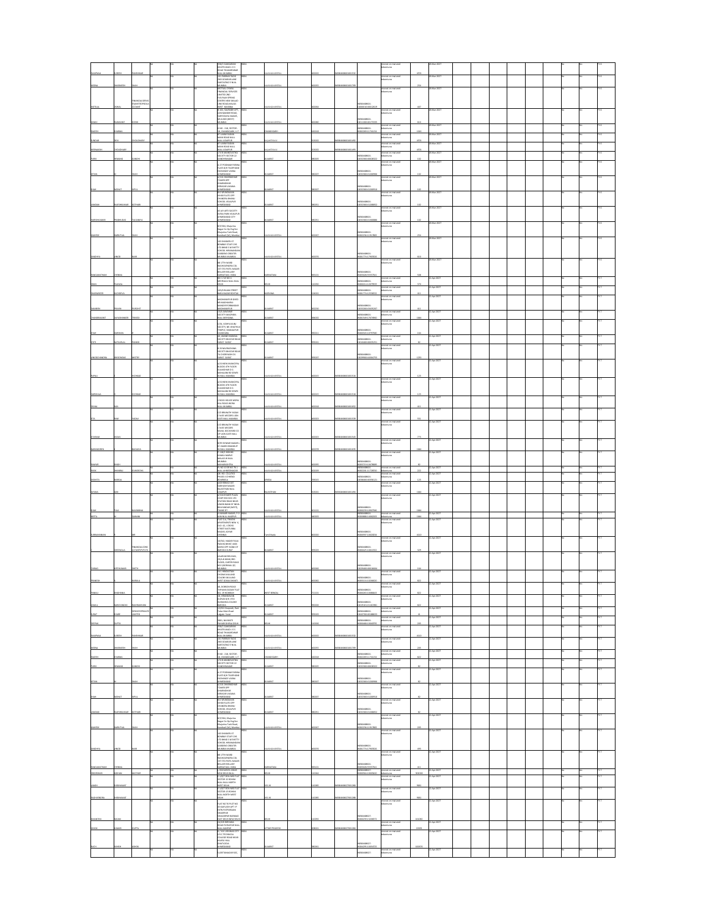| | | | | | | | | | | | | | | | | | | | | |
|---|---|---|---|---|---|---|---|---|---|---|---|---|---|---|---|---|---|---|---|---|
| DAMPAKA | SURESH | PARIKHRAM | | NA | | FIRST GANGARAM BHATTWADI, 1ST L ROAD THAKURDWAR NULL MUMBAI | INDIA | MAHARASHTRA | | 400002 | IN300484100030032 | | Interest on matured debentures | 4023 | 28-Mar-2027 | | | | | N | N | Y-Z |
| HEENA | DHARMESH | SHAH | | NA | | 101 PARMAR NIDHI 2ND BOMBAY AND GANTILEPALE P NULL MUMBAI | INDIA | MAHARASHTRA | | 400067 | IN300484100032799 | | Interest on matured debentures | 255 | 28-Mar-2027 | | | | | N | N | Y-Z |
| MOTILAL | PUNAL | FINANCIAL SERVICE PVT LTD POOL ACCOUNT | | NA | | MOTILAL OSWAL FINANCIAL SERVICES LIMITED 2ND FLR PALM SPRING CENTRE NEW MALAD LINK ROAD MALAD WEST MUMBAI | INDIA | MAHARASHTRA | | 400064 | | IN300484-10000010000(?) | Interest on matured debentures | 407 | 28-Mar-2027 | | | | | N | N | Y-Z |
| SANJIV | RAMAKANT | JOSHI | | NA | | B 301 SAURABH APT JAIN MANDIR ROAD SARVODAYA NAGAR MULUND (WEST) MUMBAI | INDIA | MAHARASHTRA | | 400080 | | IN300484-12011300-00170339 | Interest on matured debentures | 413 | 28-Mar-2027 | | | | | N | N | Y-Z |
| RAJESH | SHARMA | | | NA | | H NO - 116, SECTOR - 18, CHANDIGARH, U.T | INDIA | CHANDIGARH | | 160018 | | IN300484-IN302269-11716378 | Interest on matured debentures | 1060 | 28-Mar-2027 | | | | | N | N | Y-Z |
| SUNDAR | DEVI | CHOUDHARY | | NA | | 97 LAXMI SADAN MAIN ROAD NULL NULL UDAIPUR | INDIA | RAJASTHAN | | 313001 | IN300484100034495 | | Interest on matured debentures | 4023 | 28-Mar-2027 | | | | | N | N | Y-Z |
| HEMNATH | CHOUDHARY | | | NA | | 97 LAXMI SADAN MAIN ROAD NULL NULL UDAIPUR | INDIA | RAJASTHAN | | 313001 | IN300484100034495 | | Interest on matured debentures | 4023 | 28-Mar-2027 | | | | | N | N | Y-Z |
| PURVI | HEMANG | GANDHI | | NA | | 176 B ANANDVATIKA SOCIETY SECTOR 22 GANDHINAGAR | INDIA | GUJARAT | | 382022 | | IN300484-12033300-00828522 | Interest on matured debentures | 122 | 28-Mar-2027 | | | | | N | N | Y-Z |
| KETAN | | SHAH | | NA | | 6 37 POONAM PARNA FLATS B/H TULIP HIGH SCHOOL VASNA AHMEDABAD | INDIA | GUJARAT | | 380007 | | IN300484-12033300-01300990 | Interest on matured debentures | 122 | 28-Mar-2027 | | | | | N | N | Y-Z |
| SHAH | MITANT | RIPLA | | NA | | A/136 DHARNIDHAR TOWER OPP DHARNIDHAR DERASAR VASANA AHMEDABAD | INDIA | GUJARAT | | 380007 | | IN300484-12033300-01383910 | Interest on matured debentures | 122 | 28-Mar-2027 | | | | | N | N | Y-Z |
| JASKAN | MATHURAVAR | KOTHARI | | NA | | 3/4 VRUNDAVAN SHAM FLATS OPP CHANDRA BHANU SCHOOL VEJALPUR AHMEDABAD | INDIA | GUJARAT | | 380051 | | IN300484-12033300-01308052 | Interest on matured debentures | 122 | 28-Mar-2027 | | | | | N | N | Y-Z |
| HARISHKUMAR | PRABHUDAS | TALSANIYA | | NA | | 45 JAY ARTS SOCIETY AVANI PARK VEJALPUR AHMEDABAD CITY AHMEDABAD | INDIA | GUJARAT | | 380051 | | IN300484-12033300-01380088 | Interest on matured debentures | 122 | 28-Mar-2027 | | | | | N | N | Y-Z |
| KAMESH | KARSUTLAL | SHAH | | NA | | B/3/304, Khajurina Nagar Co-Op Hsg Soc Bhajanlal Tank Road, Kandivali (W), Mumbai | INDIA | MAHARASHTRA | | 400067 | | IN300484-IN302236-11917883 | Interest on matured debentures | 255 | 28-Mar-2027 | | | | | N | N | Y-Z |
| SANDHYA | VINOD | NAIR | | NA | | 103 SHRINATH 37 BOMBAY STAFF CHS LTD BHADE S M SHETTY SCHOOL HIRANANDANI GARDENS GREATER MUMBAI MUMBAI | INDIA | MAHARASHTRA | | 400076 | | IN300484-IN301774-17900330 | Interest on matured debentures | 413 | 28-Mar-2027 | | | | | N | N | Y-Z |
| RANGANATHAN | CHINNA | | | NA | | 86 17TH WARD BASAVESHWARA COL 1ST CROSS NAGAR BELLARY BELLARY KARNATAKA INDIA | INDIA | KARNATAKA | | 583102 | | IN300484-IN300226-95357561 | Interest on matured debentures | 948 | 28-Mar-2027 | | | | | N | N | Y-Z |
| RISHI | TAKHNA | | | NA | | 8E/1 CHE NOTE SHITRALAI ROAD NULL DELHI | INDIA | DELHI | | 110030 | | IN300484-IN300214-12997895 | Interest on matured debentures | 303 | 22-Apr-2027 | | | | | N | N | Y-Z |
| DHARMVEER | AGRAWAL | | | NA | | 183/3 BASAM STREET HARAI NAGAR ROHTAK | INDIA | HARYANA | | 124001 | | IN300484-IN301774-12938632 | Interest on matured debentures | 461 | 22-Apr-2027 | | | | | N | N | Y-Z |
| SHUBEER | PALLAV | PUROHIT | | NA | | BAGHANAPUR BHEED HR NANDHWANA BHANDIPOORWARDAY AHMEDABAD | INDIA | GUJARAT | | 382340 | | IN300484-12033300-05433207 | Interest on matured debentures | 461 | 22-Apr-2027 | | | | | N | N | Y-Z |
| CHANDRAKANT | DHIRAJBHAI | TRIVEDI | | NA | | 75/D JANSHAM SOCIETY MADHAPAL NULL MEHSANA | INDIA | GUJARAT | | 384002 | | IN300484-IN302599-17878661 | Interest on matured debentures | 1463 | 22-Apr-2027 | | | | | N | N | Y-Z |
| SHAH | DARSHAN | | | NA | | C/74, VIDHYA KUNJ SOCIETY, NR. SHASTRIJI TEMPLE, NARAYANPUR GANDHIDHAM | INDIA | GUJARAT | | 382011 | | IN300484-IN300343-10797582 | Interest on matured debentures | 159 | 22-Apr-2027 | | | | | N | N | Y-Z |
| JYOTI | NATVARLAL | PATHAK | | NA | | 50, ANAND NAGAR SOCIETY BHATAR ROAD SURAT GUJARAT | INDIA | GUJARAT | | 395001 | | IN300484-12034400-00035251 | Interest on matured debentures | 82 | 22-Apr-2027 | | | | | N | N | Y-Z |
| VINOBCHANDRA | BHIKHUBHAI | MISTRY | | NA | | B 20 NAVRACHANA SOCIETY BHATAR ROAD TA CHORYASI DIST SURAT GUJARAT | INDIA | GUJARAT | | 395001 | | IN300484-12029900-04304770 | Interest on matured debentures | 1263 | 22-Apr-2027 | | | | | N | N | Y-Z |
| RUPALI | | RATHOD | | NA | | A/1/3 NEW MUNICIPAL BLDG'S 4TH FLOOR GULABDHAR D G MANALANE BD GOWN IN NULL MUMBAI | INDIA | MAHARASHTRA | | 400023 | IN300484100031538 | | Interest on matured debentures | 123 | 22-Apr-2027 | | | | | N | N | Y-Z |
| HARDIKAA | | RATHOD | | NA | | A/1/3 NEW MUNICIPAL BLDG'S 4TH FLOOR GULABDHAR D G MANALANE BD GOWN IN NULL MUMBAI | INDIA | MAHARASHTRA | | 400023 | IN300484100031538 | | Interest on matured debentures | 123 | 22-Apr-2027 | | | | | N | N | Y-Z |
| SEEMA | RAO | | | NA | | 2 ROCK HOUSE WORLI HILL ROAD WORLI NULL MUMBAI | INDIA | MAHARASHTRA | | 400018 | IN300484100034092 | | Interest on matured debentures | 461 | 22-Apr-2027 | | | | | N | N | Y-Z |
| RITA | RAM | YADAV | | NA | | C/15 BHAGYA YADAV C NAGE MEGDBS LIMA EAST NULL MUMBAI | INDIA | MAHARASHTRA | | 400023 | IN300484100033599 | | Interest on matured debentures | 351 | 22-Apr-2027 | | | | | N | N | Y-Z |
| PITARAM | KESAV | | | NA | | C/15 BHAGYA YADAV C NAGE MEGDBS MAHAL BOCKWARD CO-OP SOCI EAST NULL MUMBAI | INDIA | MAHARASHTRA | | 400023 | IN300484100033510 | | Interest on matured debentures | 775 | 22-Apr-2027 | | | | | N | N | Y-Z |
| NARANDEBEN | | BHOGAVA | | NA | | B/10 DIWALIR BAADES I H S MARG BHANDUP (E) NULL MUMBAI | INDIA | MAHARASHTRA | | 400078 | IN300484100034655 | | Interest on matured debentures | 1463 | 22-Apr-2027 | | | | | N | N | Y-Z |
| KANAAR | SINGH | | | NA | | P-1463 ISSA NG KAMLA NAGAR MALAD W NULL MUMBAI MAHARASHTRA | INDIA | MAHARASHTRA | | 400095 | | IN300484-IN300757-11678087 | Interest on matured debentures | 82 | 22-Apr-2027 | | | | | N | N | Y-Z |
| ALKA | DHANRAI | SURDEORIA | | NA | | PL NO 0001 NG 70 & NULL AHMEDNAGAR | INDIA | MAHARASHTRA | | 411030 | | IN300484-IN302201-11728900 | Interest on matured debentures | 222 | 22-Apr-2027 | | | | | N | N | Y-Z |
| DIBHITA | BARUAL | | | NA | | QR. NO. C/G/2566 PHASE II CHHEND ROURKELA | INDIA | ORISSA | | 769015 | | IN300484-12096400-00709327 | Interest on matured debentures | 123 | 22-Apr-2027 | | | | | N | N | Y-Z |
| MONIKA | JAIN | | | NA | | 40 VIRBHADU ZEE SAMIDER NAGAR RAJASTHAN NULL UDAIPUR | INDIA | RAJASTHAN | | | IN300484100034995 | | Interest on matured debentures | 1463 | 22-Apr-2027 | | | | | N | N | Y-Z |
| SHAH | PALA | NAVINBHAI | | NA | | A/10 SHOBHIT PLAZA COOP HSG SOC LTD STATION ROAD NEAR UNION BANK OF INDIA BHAYANDAR (WEST), THANE 401 | INDIA | MAHARASHTRA | | 401101 | | IN300484-IN300239-10907346 | Interest on matured debentures | 1463 | 22-Apr-2027 | | | | | N | N | Y-Z |
| NEETA | | PARIKH | | NA | | 15 SHARDA NAGAR, P O JAIN NULL NAGPUR | INDIA | MAHARASHTRA | | 440019 | | IN300484-IN300888-14302225 | Interest on matured debentures | 1463 | 22-Apr-2027 | | | | | N | N | Y-Z |
| SUBRAMANIAN | | | | NA | | FLAT G4, TRINITY APARTMENTS NEW 8, OLD 41, I CROSS STREET KASTURBA NAGAR ADYAR CHENNAI | INDIA | Tamil Nadu | | 600020 | | IN300484-IN300597-10023234 | Interest on matured debentures | 1633 | 22-Apr-2027 | | | | | N | N | Y-Z |
| | DHOIWALA | FINANCIAL CONSULTANTS PVT LTD | | NA | | 18/182, HAIDAR PALIA NAGAR BHOKT, HBDC BANK OPP, BANK OF BARODA SURAT | INDIA | GUJARAT | | 395003 | | IN300484-IN300425-10614922 | Interest on matured debentures | 329 | 22-Apr-2027 | | | | | N | N | Y-Z |
| CHIRAG | NATHUBHAI | SMITH | | NA | | AGARWAL MANSION 2N/16 WING 3RD FLOOR, CARTER ROAD NO. 3 BORIVALI (E) MUMBAI | INDIA | MAHARASHTRA | | 400066 | | IN300484-12029600-00549052 | Interest on matured debentures | 134 | 22-Apr-2027 | | | | | N | N | Y-Z |
| PRANESH | | BANSALA | | NA | | 611 PANCHVATI DHANNI KAILASH COLONY MULUND WEST ZONAS MAHAT | INDIA | MAHARASHTRA | | 400082 | | IN300484-IN301151-10098020 | Interest on matured debentures | 822 | 22-Apr-2027 | | | | | N | N | Y-Z |
| PANKAJ | BHADHANA | | | NA | | 48, DOBSON ROAD PRIYAMDA SADAN FLAT NO. 1A HOWRAH | INDIA | WEST BENGAL | | 711101 | | IN300484-IN300263-10088442 | Interest on matured debentures | 822 | 22-Apr-2027 | | | | | N | N | Y-Z |
| KAMLA | NARAYANDAS | DHARMADHAM | | NA | | 38, DEBENDOGAN ELPHALAY H. ITDO HARNIDHA COLONY BARODA | INDIA | GUJARAT | | 390001 | | IN300484-12019101-01401982 | Interest on matured debentures | 822 | 22-Apr-2027 | | | | | N | N | Y-Z |
| SURAT | SHARE | SERVICES PRIVATE LIMITED | | NA | | G2/G3 Physouth, Ram Tiwari Bari Road Kalyani, Surat | INDIA | GUJARAT | | 395004 | | IN300484-12037500-00188013 | Interest on matured debentures | 41 | 22-Apr-2027 | | | | | N | N | Y-Z |
| DEEPAK | GUPTA | | | NA | | 300/1, NAI BASTI PAHAR SHIRAJ DELHI | INDIA | DELHI | | 110006 | | IN300484-IN300484-10060079 | Interest on matured debentures | 205 | 22-Apr-2027 | | | | | N | N | Y-Z |
| DAMPAKA | SURESH | PARIKHRAM | | NA | | FIRST GANGARAM BHATTWADI, 1ST L ROAD THAKURDWAR NULL MUMBAI | INDIA | MAHARASHTRA | | 400002 | IN300484100030032 | | Interest on matured debentures | 4633 | 22-Apr-2027 | | | | | N | N | Y-Z |
| HEENA | DHARMESH | SHAH | | NA | | 101 PARMAR NIDHI 2ND BOMBAY AND GANTILEPALE P NULL MUMBAI | INDIA | MAHARASHTRA | | 400067 | IN300484100032799 | | Interest on matured debentures | 205 | 22-Apr-2027 | | | | | N | N | Y-Z |
| RAJESH | SHARMA | | | NA | | H NO - 116, SECTOR - 18, CHANDIGARH, U.T | INDIA | CHANDIGARH | | 160018 | | IN300484-IN302269-11716378 | Interest on matured debentures | 822 | 22-Apr-2027 | | | | | N | N | Y-Z |
| PURVI | HEMANG | GANDHI | | NA | | 176 B ANANDVATIKA SOCIETY SECTOR 22 GANDHINAGAR | INDIA | GUJARAT | | 382022 | | IN300484-12033300-00828522 | Interest on matured debentures | 82 | 22-Apr-2027 | | | | | N | N | Y-Z |
| KETAN | | SHAH | | NA | | 6 37 POONAM PARNA FLATS B/H TULIP HIGH SCHOOL VASNA AHMEDABAD | INDIA | GUJARAT | | 380007 | | IN300484-12033300-01300990 | Interest on matured debentures | 82 | 22-Apr-2027 | | | | | N | N | Y-Z |
| SHAH | MITANT | RIPLA | | NA | | A/136 DHARNIDHAR TOWER OPP DHARNIDHAR DERASAR VASANA AHMEDABAD | INDIA | GUJARAT | | 380007 | | IN300484-12033300-01383910 | Interest on matured debentures | 82 | 22-Apr-2027 | | | | | N | N | Y-Z |
| JASKAN | MATHURAVAR | KOTHARI | | NA | | 3/4 VRUNDAVAN SHAM FLATS OPP CHANDRA BHANU SCHOOL VEJALPUR AHMEDABAD | INDIA | GUJARAT | | 380051 | | IN300484-12033300-01308052 | Interest on matured debentures | 82 | 22-Apr-2027 | | | | | N | N | Y-Z |
| KAMESH | KARSUTLAL | SHAH | | NA | | B/3/304, Khajurina Nagar Co-Op Hsg Soc Bhajanlal Tank Road, Kandivali (W), Mumbai | INDIA | MAHARASHTRA | | 400067 | | IN300484-IN302236-11917883 | Interest on matured debentures | 205 | 22-Apr-2027 | | | | | N | N | Y-Z |
| SANDHYA | VINOD | NAIR | | NA | | 103 SHRINATH 37 BOMBAY STAFF CHS LTD BHADE S M SHETTY SCHOOL HIRANANDANI GARDENS GREATER MUMBAI MUMBAI | INDIA | MAHARASHTRA | | 400076 | | IN300484-IN301774-17900330 | Interest on matured debentures | 205 | 22-Apr-2027 | | | | | N | N | Y-Z |
| RANGANATHAN | CHINNA | | | NA | | 86 17TH WARD BASAVESHWARA COL 1ST CROSS NAGAR BELLARY BELLARY KARNATAKA INDIA | INDIA | KARNATAKA | | 583102 | | IN300484-IN300226-95357561 | Interest on matured debentures | 161 | 22-Apr-2027 | | | | | N | N | Y-Z |
| OMKUMAR | MOHAN | MATHUR | | NA | | C-763 EAST OF KAILASH NEW DELHI NULL | INDIA | DELHI | | 110065 | | IN300484-IN300183-10009860 | Interest on matured debentures | 300026 | 22-Apr-2027 | | | | | N | N | Y-Z |
| JAWEH | | SHRIVASTAV | | NA | | F-1/6/7 DDA MIG FLAT SECTOR 15 ROHINI NULL NULL NORTH WEST DELHI | INDIA | DELHI | | 110085 | IN300484CF0001290 | | Interest on matured debentures | 9961 | 22-Apr-2027 | | | | | N | N | Y-Z |
| RAJESHWORA | | SHRIVASTAV | | NA | | F-1/6/7 DDA MIG FLAT SECTOR 15 ROHINI NULL NORTH WEST DELHI | INDIA | DELHI | | 110085 | IN300484CF0001290 | | Interest on matured debentures | 9961 | 22-Apr-2027 | | | | | N | N | Y-Z |
| SHANTHI | NIGAM | | | NA | | FLAT NO 76 PLOT NO 35 KAYLASH APT I P EXTN PATPARGANJ SHAKARPUR SHAKARPUR BARAAD EAST DELHI NEW DELHI | INDIA | DELHI | | 110092 | | IN300484MG27-IN300239-13006373 | Interest on matured debentures | 161082 | 22-Apr-2027 | | | | | N | N | Y-Z |
| ASHOK | KUMAR | GUPTA | | NA | | 26/133 BIRHANA ROAD KANPUR NULL KANPUR | INDIA | UTTAR PRADESH | | 208001 | IN300484CF0001294 | | Interest on matured debentures | 22402 | 22-Apr-2027 | | | | | N | N | Y-Z |
| RUCHI | SAMIR | ASHOK | | NA | | B 7 103 VAIBHAV CITY S N T TECHNICAL COLLEGE ROAD NEAR RAJKOT NULL AHMEDABAD AHMEDABAD | INDIA | GUJARAT | | 380063 | | IN300484MG27-IN300425-10054372 | Interest on matured debentures | 400020 | 22-Apr-2027 | | | | | N | N | Y-Z |
| | | | | NA | | 5 AMITNAGAR SOC, | INDIA | | | | | IN300484MG27- | Interest on matured debentures | | 22-Apr-2027 | | | | | N | N | Y-Z |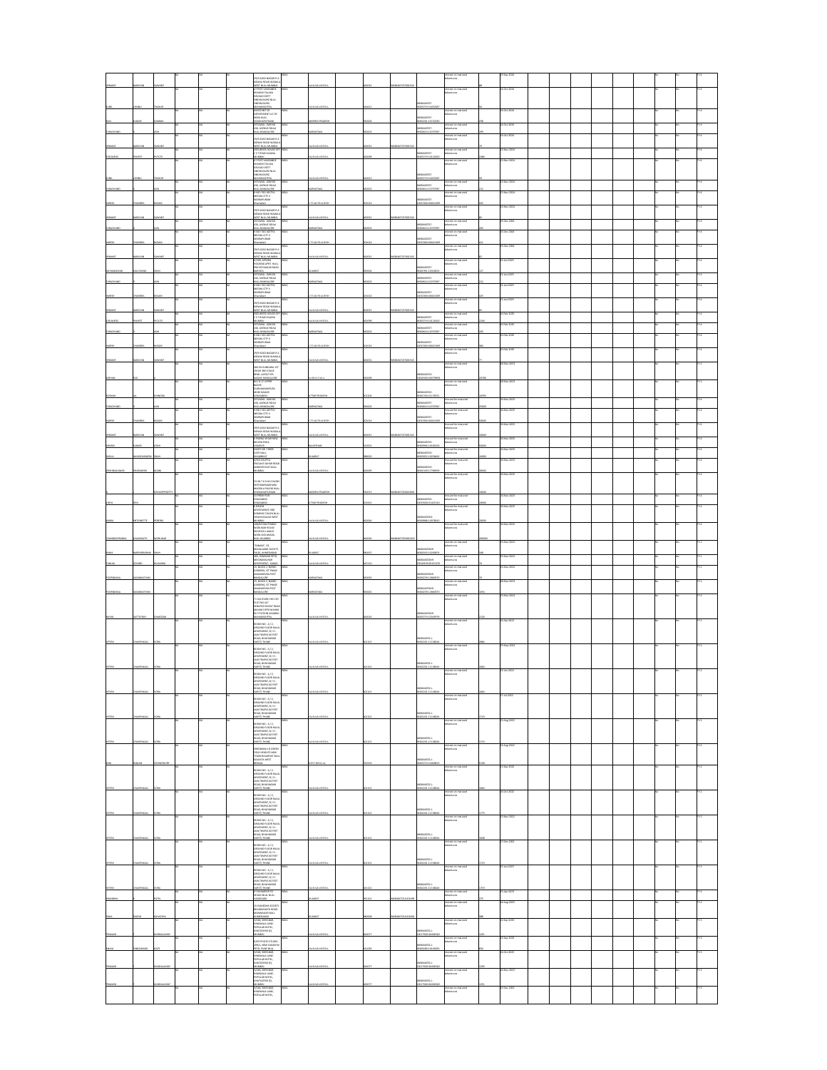| | | | | | | | | | | | | | | | | | | | | | | | |
|---|---|---|---|---|---|---|---|---|---|---|---|---|---|---|---|---|---|---|---|---|---|---|---|
| HEMANT | NARAYAN | SAWANT | | NA | | NA | 29/9 AZAD NAGAR R.K. BONDRE ROAD WADALA WEST NEAR MUMBAI | INDIA | MAHARASHTRA | | 400031 | IN30088814571001 | | Interest on matured debentures | | 88 | 15-Oct-2024 | | | | | No | No |
| SUNIL | VISHNU | THAKUR | | NA | | NA | AT POST KARANJADE BHAGATH TALUKA DIVISION WEST (NAGAHOTHANE NEAR) UNCHAGAON MAHARASHTRA | INDIA | MAHARASHTRA | | 444512 | | IN30051314456087 | Interest on matured debentures | | 56 | 16-Oct-2024 | | | | | No | No |
| RAVI | KUMAR | SHARMA | | NA | | NA | ASSISTANT OF DEPARTMENT LIC OF INDIA NEAR VISAKHAPATNAM | INDIA | ANDHRA PRADESH | | 530009 | | IN30286310711093 | Interest on matured debentures | | 238 | 16-Oct-2024 | | | | | No | No |
| TARACHAND | | JAIN | | NA | | NA | CRT/TANAL ANNAND KISL AVENUE REKAA NEAR BANGALORE | INDIA | KARNATAKA | | 560022 | | IN30063410707987 | Interest on matured debentures | | 199 | 16-Oct-2024 | | | | | No | No |
| HEMANT | NARAYAN | SAWANT | | NA | | NA | 29/9 AZAD NAGAR R.K. BONDRE ROAD WADALA WEST NEAR MUMBAI | INDIA | MAHARASHTRA | | 400031 | IN30088814571001 | | Interest on matured debentures | | 79 | 16-Oct-2024 | | | | | No | No |
| DNYANESH | PRABHAT | PETKAR | | NA | | NA | TORNABINT HOUSE OFF S. T. ROAD NARIMA MUMBAI | INDIA | MAHARASHTRA | | 400098 | | IN30051314524650 | Interest on matured debentures | | 2880 | 02-Nov-2024 | | | | | No | No |
| SUNIL | VISHNU | THAKUR | | NA | | NA | AT POST KARANJADE BHAGATH TALUKA DIVISION WEST UNCHAGAON NEAR UNCHAGAON MAHARASHTRA | INDIA | MAHARASHTRA | | 444512 | | IN30051314456087 | Interest on matured debentures | | 59 | 02-Nov-2024 | | | | | No | No |
| TARACHAND | | JAIN | | NA | | NA | CRT/TANAL ANNAND KISL AVENUE REKAA NEAR BANGALORE | INDIA | KARNATAKA | | 560022 | | IN30063410707987 | Interest on matured debentures | | 212 | 02-Nov-2024 | | | | | No | No |
| HARISH | CHANDRA | NIGAM | | NA | | NA | H NO 100 ADITYA MEGHA CITY II INDIRAPURAM Ghaziabad | INDIA | UTTAR PRADESH | | 201014 | | 12033300 00042389 | Interest on matured debentures | | 625 | 02-Nov-2024 | | | | | No | No |
| HEMANT | NARAYAN | SAWANT | | NA | | NA | 29/9 AZAD NAGAR R.K. BONDRE ROAD WADALA WEST NEAR MUMBAI | INDIA | MAHARASHTRA | | 400031 | IN30088814571001 | | Interest on matured debentures | | 80 | 15-Nov-2024 | | | | | No | No |
| TARACHAND | | JAIN | | NA | | NA | CRT/TANAL ANNAND KISL AVENUE REKAA NEAR BANGALORE | INDIA | KARNATAKA | | 560022 | | IN30063410707987 | Interest on matured debentures | | 205 | 05-Dec-2024 | | | | | No | No |
| HARISH | CHANDRA | NIGAM | | NA | | NA | H NO 100 ADITYA MEGHA CITY II INDIRAPURAM Ghaziabad | INDIA | UTTAR PRADESH | | 201014 | | 12033300 00042389 | Interest on matured debentures | | 604 | 05-Dec-2024 | | | | | No | No |
| HEMANT | NARAYAN | SAWANT | | NA | | NA | 29/9 AZAD NAGAR R.K. BONDRE ROAD WADALA WEST NEAR MUMBAI | INDIA | MAHARASHTRA | | 400031 | IN30088814571001 | | Interest on matured debentures | | 82 | 15-Dec-2024 | | | | | No | No |
| MUKESHKUMAR | MULCHAND | SHAH | | NA | | NA | D/2 SHIVAM HOUSING APPT. NEAR PRATAP NAGAR ROAD BARODA | INDIA | GUJARAT | | 390004 | | IN30048411031853 | Interest on matured debentures | | 127 | 13-Jan-2025 | | | | | No | No |
| TARACHAND | | JAIN | | NA | | NA | CRT/TANAL ANNAND KISL AVENUE REKAA NEAR BANGALORE | INDIA | KARNATAKA | | 560022 | | IN30063410707987 | Interest on matured debentures | | 212 | 13-Jan-2025 | | | | | No | No |
| HARISH | CHANDRA | NIGAM | | NA | | NA | H NO 100 ADITYA MEGHA CITY II INDIRAPURAM Ghaziabad | INDIA | UTTAR PRADESH | | 201014 | | 12033300 00042389 | Interest on matured debentures | | 625 | 13-Jan-2025 | | | | | No | No |
| HEMANT | NARAYAN | SAWANT | | NA | | NA | 29/9 AZAD NAGAR R.K. BONDRE ROAD WADALA WEST NEAR MUMBAI | INDIA | MAHARASHTRA | | 400031 | IN30088814571001 | | Interest on matured debentures | | 81 | 15-Jan-2025 | | | | | No | No |
| DNYANESH | PRABHAT | PETKAR | | NA | | NA | TORNABINT HOUSE OFF S. T. ROAD NARIMA MUMBAI | INDIA | MAHARASHTRA | | 400098 | | IN30051314524650 | Interest on matured debentures | | 2244 | 02-Feb-2025 | | | | | No | No |
| TARACHAND | | JAIN | | NA | | NA | CRT/TANAL ANNAND KISL AVENUE REKAA NEAR BANGALORE | INDIA | KARNATAKA | | 560022 | | IN30063410707987 | Interest on matured debentures | | 192 | 02-Feb-2025 | | | | | No | No |
| HARISH | CHANDRA | NIGAM | | NA | | NA | H NO 100 ADITYA MEGHA CITY II INDIRAPURAM Ghaziabad | INDIA | UTTAR PRADESH | | 201014 | | 12033300 00042389 | Interest on matured debentures | | 566 | 02-Feb-2025 | | | | | No | No |
| HEMANT | NARAYAN | SAWANT | | NA | | NA | 29/9 AZAD NAGAR R.K. BONDRE ROAD WADALA WEST NEAR MUMBAI | INDIA | MAHARASHTRA | | 400031 | IN30088814571001 | | Interest on matured debentures | | 77 | 15-Feb-2025 | | | | | No | No |
| KIRTAN | RAO | | | NA | | NA | 200 TATA INDIRA 1ST CROSS 3RD STAGE NEAR LAYOUT 5TH NAGAR BANGALORE | INDIA | KARNATAKA | | 560098 | | IN30039416879804 | Interest on matured debentures | | 20796 | 28-Mar-2025 | | | | | No | No |
| ROSHAN | LAL | SHARMA | | NA | | NA | B1 / B 47 UPPER NAGAR GURUNANAKPURA MODI NAGAR Ghaziabad | INDIA | UTTAR PRADESH | | 201204 | | IN30105510170551 | Secured loan matured debentures | | 20095 | 28-Mar-2025 | | | | | No | No |
| TARACHAND | | JAIN | | NA | | NA | CRT/TANAL ANNAND KISL AVENUE REKAA NEAR BANGALORE | INDIA | KARNATAKA | | 560022 | | IN30063410707987 | Secured loan matured debentures | | 20090 | 28-Mar-2025 | | | | | No | No |
| HARISH | CHANDRA | NIGAM | | NA | | NA | H NO 100 ADITYA MEGHA CITY II INDIRAPURAM Ghaziabad | INDIA | UTTAR PRADESH | | 201014 | | 12033300 00042389 | Secured loan matured debentures | | 50000 | 28-Mar-2025 | | | | | No | No |
| HEMANT | NARAYAN | SAWANT | | NA | | NA | 29/9 AZAD NAGAR R.K. BONDRE ROAD WADALA WEST NEAR MUMBAI | INDIA | MAHARASHTRA | | 400031 | IN30088814571001 | | Secured loan matured debentures | | 10000 | 28-Mar-2025 | | | | | No | No |
| HEMANT | KUMAR | JOSHI | | NA | | NA | 8 PANNA VIHAR NEW BHUPALPURA UDAIPUR | INDIA | RAJASTHAN | | 313001 | | IN30096410163220 | Secured loan matured debentures | | 50000 | 28-Mar-2025 | | | | | No | No |
| BAKUL | NAVINCHANDRA | SHAH | | NA | | NA | 6 SHYAM PARK GATE NEAR BHARUCH | INDIA | GUJARAT | | 388430 | | IN30051313294842 | Secured loan matured debentures | | 10000 | 28-Mar-2025 | | | | | No | No |
| KRISHNAKUMAR | BHARADWAJ | SOHINI | | NA | | NA | 4/304 ADITYA PRAGATI NAGAR ROAD ANDHERI EAST NEAR MUMBAI | INDIA | MAHARASHTRA | | 400069 | | IN30018912798909 | Secured loan matured debentures | | 50000 | 28-Mar-2025 | | | | | No | No |
| | | DEVAKOPPASETTY | | NA | | NA | 15-36-7 D R M COLONY SEETHAMMADHARA MADDILAPALEM NEAR VISAKHAPATNAM | INDIA | ANDHRA PRADESH | | 530013 | IN30039415601696 | | Secured loan matured debentures | | 50000 | 28-Mar-2025 | | | | | No | No |
| USHA | DEVI | | | NA | | NA | 13 PREM PURI GHAZIABAD GHAZIABAD | INDIA | UTTAR PRADESH | | 201001 | | 12033200 01425163 | Secured loan matured debentures | | 20000 | 28-Mar-2025 | | | | | No | No |
| MARIA | ANTOINETTE | PEREIRA | | NA | | NA | 8 ERASM APARTMENTS 983 CUMMINS COLONY NEAR DAHISHAVALA WEST MUMBAI | INDIA | MAHARASHTRA | | 400004 | | IN30088814974147 | Secured loan matured debentures | | 20000 | 28-Mar-2025 | | | | | No | No |
| CHANDRAPRABHA | JANARDHAN | MORLAKAR | | NA | | NA | UMERCHAND PAKKA MORLAKAR HOUSE NEAR MULUND BHARAT MOBILE HOUSING NEAR MUMBAI | INDIA | MAHARASHTRA | | 400080 | IN30051313800402 | | Secured loan matured debentures | | 200000 | 28-Mar-2025 | | | | | No | No |
| RAMA | HARISHBHAI | SHAH | | NA | | NA | "SAMANT", 35 MAHALAXMI SOCIETY PALDI AHMEDABAD | INDIA | GUJARAT | | 380007 | | IN30045010050874 | Interest on matured debentures | | 348 | 01-Feb-2022 | | | | | No | No |
| SANJAY | GOVIND | KULKARNI | | NA | | NA | 203 SOMWAR PETH ANTARIKSHA APARTMENT, KARAD | INDIA | MAHARASHTRA | | 415110 | | 12019101 02371276 | Interest on matured debentures | | 73 | 01-Apr-2022 | | | | | No | No |
| POORNIMA | JAGANNATHAN | | | NA | | NA | 25, BLOCK 2, NANDI GARDENS 1ST PHASE AVALAHALLI POST BANGALORE | INDIA | KARNATAKA | | 560062 | | IN30023912986870 | Interest on matured debentures | | 70 | 01-Apr-2022 | | | | | No | No |
| POORNIMA | JAGANNATHAN | | | NA | | NA | 25, BLOCK 2, NANDI GARDENS 1ST PHASE AVALAHALLI POST BANGALORE | INDIA | KARNATAKA | | 560062 | | IN30023912986870 | Interest on matured debentures | | 1050 | 28-Mar-2023 | | | | | No | No |
| NEHA | DATTATRAY | DAMODAR | | NA | | NA | 7/4 KAILASBAG CHS LTD PLOT NO 827 SENAPATI BAPAT ROAD MAHIM OPPOSITE MAHIM RLY STATION MUMBAI MAHARASHTRA | INDIA | MAHARASHTRA | | 400016 | | IN30051312049739 | Interest on matured debentures | | 2326 | 01-Mar-2024 | | | | | No | No |
| NITESH | CHHAPRALAL | BORA | | NA | | NA | ROOM NO - A / 2, GROUND FLOOR RAJNI APARTMENT, B / H JAIN TEMPLE 60 FEET ROAD BHAYANDAR WEST THANE | INDIA | MAHARASHTRA | | 401101 | | IN30021411138834 | Interest on matured debentures | | 2884 | 05-Apr-2022 | | | | | No | No |
| NITESH | CHHAPRALAL | BORA | | NA | | NA | ROOM NO - A / 2, GROUND FLOOR RAJNI APARTMENT, B / H JAIN TEMPLE 60 FEET ROAD BHAYANDAR WEST THANE | INDIA | MAHARASHTRA | | 401101 | | IN30021411138834 | Interest on matured debentures | | 2884 | 23-May-2022 | | | | | No | No |
| NITESH | CHHAPRALAL | BORA | | NA | | NA | ROOM NO - A / 2, GROUND FLOOR RAJNI APARTMENT, B / H JAIN TEMPLE 60 FEET ROAD BHAYANDAR WEST THANE | INDIA | MAHARASHTRA | | 401101 | | IN30021411138834 | Interest on matured debentures | | 2884 | 28-Jun-2022 | | | | | No | No |
| NITESH | CHHAPRALAL | BORA | | NA | | NA | ROOM NO - A / 2, GROUND FLOOR RAJNI APARTMENT, B / H JAIN TEMPLE 60 FEET ROAD BHAYANDAR WEST THANE | INDIA | MAHARASHTRA | | 401101 | | IN30021411138834 | Interest on matured debentures | | 2759 | 27-Jul-2022 | | | | | No | No |
| NITESH | CHHAPRALAL | BORA | | NA | | NA | ROOM NO - A / 2, GROUND FLOOR RAJNI APARTMENT, B / H JAIN TEMPLE 60 FEET ROAD BHAYANDAR WEST THANE | INDIA | MAHARASHTRA | | 401101 | | IN30021411138834 | Interest on matured debentures | | 2759 | 23-Aug-2022 | | | | | No | No |
| RAJA | RANJAN | CHOWDHURI | | NA | | NA | TARKABAN 1B GREEN FIELD HEIGHTS NEW TOWN RAJARHAT NEAR KOLKATA WEST BENGAL | INDIA | WEST BENGAL | | 700156 | | IN30051312469611 | Interest on matured debentures | | 5358 | 23-Aug-2022 | | | | | No | No |
| NITESH | CHHAPRALAL | BORA | | NA | | NA | ROOM NO - A / 2, GROUND FLOOR RAJNI APARTMENT, B / H JAIN TEMPLE 60 FEET ROAD BHAYANDAR WEST THANE | INDIA | MAHARASHTRA | | 401101 | | IN30021411138834 | Interest on matured debentures | | 2884 | 21-Sep-2022 | | | | | No | No |
| NITESH | CHHAPRALAL | BORA | | NA | | NA | ROOM NO - A / 2, GROUND FLOOR RAJNI APARTMENT, B / H JAIN TEMPLE 60 FEET ROAD BHAYANDAR WEST THANE | INDIA | MAHARASHTRA | | 401101 | | IN30021411138834 | Interest on matured debentures | | 2775 | 26-Oct-2022 | | | | | No | No |
| NITESH | CHHAPRALAL | BORA | | NA | | NA | ROOM NO - A / 2, GROUND FLOOR RAJNI APARTMENT, B / H JAIN TEMPLE 60 FEET ROAD BHAYANDAR WEST THANE | INDIA | MAHARASHTRA | | 401101 | | IN30021411138834 | Interest on matured debentures | | 2896 | 22-Nov-2022 | | | | | No | No |
| NITESH | CHHAPRALAL | BORA | | NA | | NA | ROOM NO - A / 2, GROUND FLOOR RAJNI APARTMENT, B / H JAIN TEMPLE 60 FEET ROAD BHAYANDAR WEST THANE | INDIA | MAHARASHTRA | | 401101 | | IN30021411138834 | Interest on matured debentures | | 2759 | 27-Dec-2022 | | | | | No | No |
| NITESH | CHHAPRALAL | BORA | | NA | | NA | ROOM NO - A / 2, GROUND FLOOR RAJNI APARTMENT, B / H JAIN TEMPLE 60 FEET ROAD BHAYANDAR WEST THANE | INDIA | MAHARASHTRA | | 401101 | | IN30021411138834 | Interest on matured debentures | | 2759 | 25-Jan-2023 | | | | | No | No |
| KHUSHBU | | PATEL | | NA | | NA | AT DEROPOR PO DEVGD NEAR NEAR NEAR DEROPOR | INDIA | GUJARAT | | 391101 | IN30047610015089 | | Interest on matured debentures | | 275 | 03-Apr-2023 | | | | | No | No |
| DINA | RAJESH | SHIVASTRA | | NA | | NA | 11 GUJRAT SOCIETY BHAGWASHTRA ROAD BHAGWAN NEAR AHMEDABAD | INDIA | GUJARAT | | 380008 | IN30047610015034 | | Interest on matured debentures | | 388 | 04-Aug-2023 | | | | | No | No |
| PRAKASH | | KUNDALAGHAP | | NA | | NA | 9/344, SHRIDHAR, PINGWALA LANE, POPULAR HOTEL, GHATKOPAR (E), MUMBAI | INDIA | MAHARASHTRA | | 400077 | | 12017500 00494002 | Interest on matured debentures | | 1282 | 10-Sep-2023 | | | | | No | No |
| RAJAS | PANDURANG | DATE | | NA | | NA | DATE PHOTO STUDIO 399/1 NEW SADASHIV PETH PUNE NEAR | INDIA | MAHARASHTRA | | 411030 | | IN30028010233303 | Interest on matured debentures | | 856 | 10-Sep-2023 | | | | | No | No |
| PRAKASH | | KUNDALAGHAP | | NA | | NA | 9/344, SHRIDHAR, PINGWALA LANE, POPULAR HOTEL, GHATKOPAR (E), MUMBAI | INDIA | MAHARASHTRA | | 400077 | | 12017500 00494002 | Interest on matured debentures | | 1291 | 16-Oct-2023 | | | | | No | No |
| PRAKASH | | KUNDALAGHAP | | NA | | NA | 9/344, SHRIDHAR, PINGWALA LANE, POPULAR HOTEL, GHATKOPAR (E), MUMBAI | INDIA | MAHARASHTRA | | 400077 | | 12017500 00494002 | Interest on matured debentures | | 1242 | 04-Nov-2023 | | | | | No | No |
| | | | | NA | | NA | 9/344, SHRIDHAR, PINGWALA LANE, POPULAR HOTEL, | INDIA | | | | | | Interest on matured debentures | | | 05-Dec-2023 | | | | | No | No |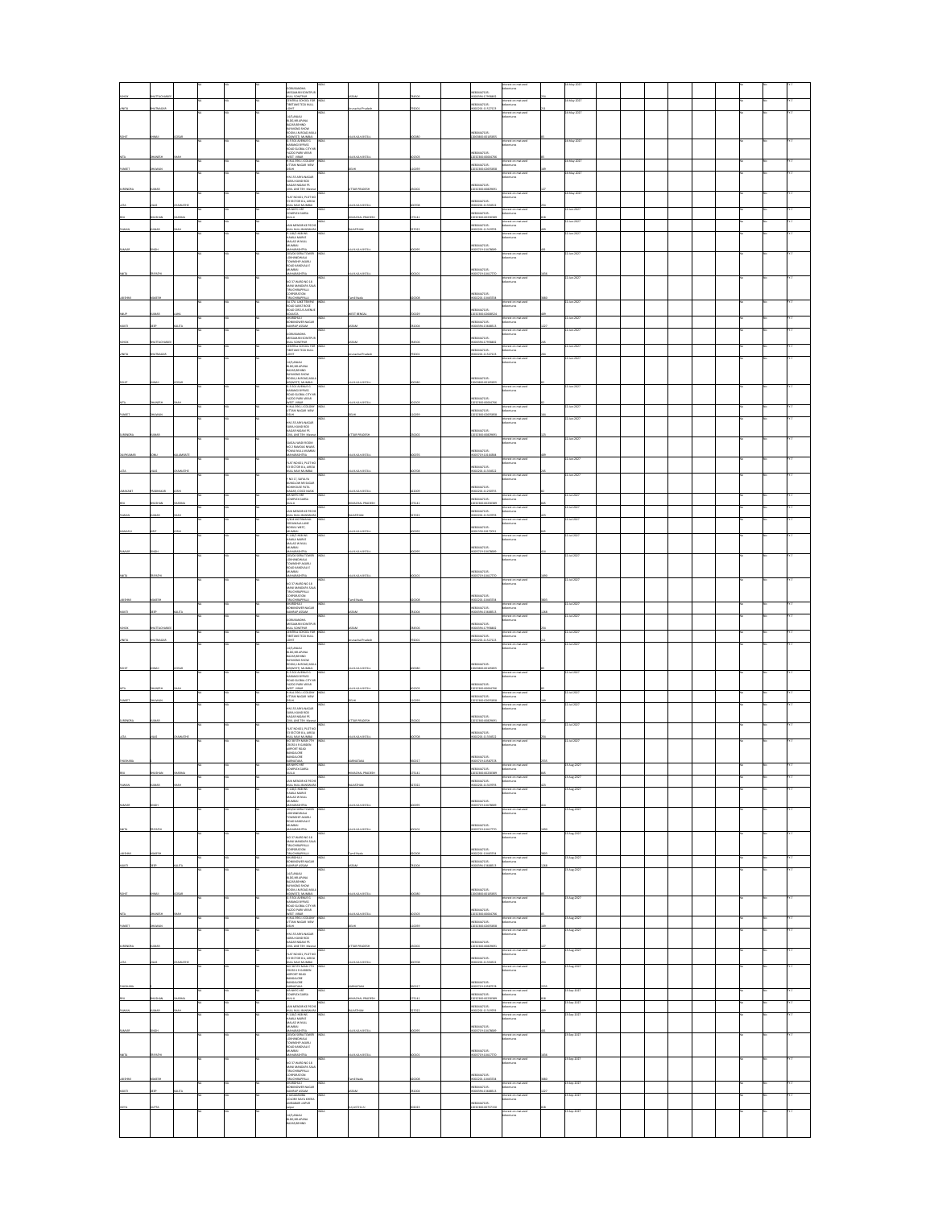| Investor First Name | Investor Last Name | State | Investment Type | Proposed Date of transfer to IEPF |
|---|---|---|---|---|
| ASHOK | BHATTACHARJEE | ASSAM | Interest on matured debentures | 04-May-2017 |
| ANITA | BHATNAGAR | Arunachal Pradesh | Interest on matured debentures | 04-May-2017 |
| ROHIT | KUMAR GOSAR | MAHARASHTRA | Interest on matured debentures | 04-May-2017 |
| NITA | DHANESH SHAH | MAHARASHTRA | Interest on matured debentures | 04-May-2017 |
| SUMEET | DHAWAN | DELHI | Interest on matured debentures | 04-May-2017 |
| SURENDRA | KUMAR | UTTAR PRADESH | Interest on matured debentures | 04-May-2017 |
| LATA | RAJE CHAUGULE | MAHARASHTRA | Interest on matured debentures | 04-May-2017 |
| BRIJ | BHUSHAN SHARMA | HIMACHAL PRADESH | Interest on matured debentures | 05-Jun-2017 |
| PAWAN | KUMAR SHAH | RAJASTHAN | Interest on matured debentures | 05-Jun-2017 |
| RAJAN | SINGH | MAHARASHTRA | Interest on matured debentures | 05-Jun-2017 |
| ANITA | TRIPATHI | MAHARASHTRA | Interest on matured debentures | 05-Jun-2017 |
| LAKSHMI | NARAYANAN | Tamil Nadu | Interest on matured debentures | 05-Jun-2017 |
| DILIP | KUMAR LAHA | WEST BENGAL | Interest on matured debentures | 05-Jun-2017 |
| MAITY | DEEPTI DUTTA | ASSAM | Interest on matured debentures | 05-Jun-2017 |
| ASHOK | BHATTACHARJEE | ASSAM | Interest on matured debentures | 05-Jun-2017 |
| ANITA | BHATNAGAR | Arunachal Pradesh | Interest on matured debentures | 05-Jun-2017 |
| ROHIT | KUMAR GOSAR | MAHARASHTRA | Interest on matured debentures | 05-Jun-2017 |
| NITA | DHANESH SHAH | MAHARASHTRA | Interest on matured debentures | 05-Jun-2017 |
| SUMEET | DHAWAN | DELHI | Interest on matured debentures | 05-Jun-2017 |
| SURENDRA | KUMAR | UTTAR PRADESH | Interest on matured debentures | 05-Jun-2017 |
| DIPANKAR | SONU BALVANTE | MAHARASHTRA | Interest on matured debentures | 05-Jun-2017 |
| LATA | RAJE CHAUGULE | MAHARASHTRA | Interest on matured debentures | 05-Jun-2017 |
| JAIKANT | PRABHAKAR JOSHI | MAHARASHTRA | Interest on matured debentures | 05-Jun-2017 |
| BRIJ | BHUSHAN SHARMA | HIMACHAL PRADESH | Interest on matured debentures | 05-Jul-2017 |
| PAWAN | KUMAR SHAH | RAJASTHAN | Interest on matured debentures | 05-Jul-2017 |
| MADHAV | VIJAY JOSHI | MAHARASHTRA | Interest on matured debentures | 05-Jul-2017 |
| RAJAN | SINGH | MAHARASHTRA | Interest on matured debentures | 05-Jul-2017 |
| ANITA | TRIPATHI | MAHARASHTRA | Interest on matured debentures | 05-Jul-2017 |
| LAKSHMI | NARAYANAN | Tamil Nadu | Interest on matured debentures | 05-Jul-2017 |
| MAITY | DEEPTI DUTTA | ASSAM | Interest on matured debentures | 05-Jul-2017 |
| ASHOK | BHATTACHARJEE | ASSAM | Interest on matured debentures | 05-Jul-2017 |
| ANITA | BHATNAGAR | Arunachal Pradesh | Interest on matured debentures | 05-Jul-2017 |
| ROHIT | KUMAR GOSAR | MAHARASHTRA | Interest on matured debentures | 05-Jul-2017 |
| NITA | DHANESH SHAH | MAHARASHTRA | Interest on matured debentures | 05-Jul-2017 |
| SUMEET | DHAWAN | DELHI | Interest on matured debentures | 05-Jul-2017 |
| SURENDRA | KUMAR | UTTAR PRADESH | Interest on matured debentures | 05-Jul-2017 |
| LATA | RAJE CHAUGULE | MAHARASHTRA | Interest on matured debentures | 05-Jul-2017 |
| THIMAIAH | | KARNATAKA | Interest on matured debentures | 05-Jul-2017 |
| BRIJ | BHUSHAN SHARMA | HIMACHAL PRADESH | Interest on matured debentures | 05-Aug-2017 |
| PAWAN | KUMAR SHAH | RAJASTHAN | Interest on matured debentures | 05-Aug-2017 |
| RAJAN | SINGH | MAHARASHTRA | Interest on matured debentures | 05-Aug-2017 |
| ANITA | TRIPATHI | MAHARASHTRA | Interest on matured debentures | 05-Aug-2017 |
| LAKSHMI | NARAYANAN | Tamil Nadu | Interest on matured debentures | 05-Aug-2017 |
| MAITY | DEEPTI DUTTA | ASSAM | Interest on matured debentures | 05-Aug-2017 |
| ROHIT | KUMAR GOSAR | MAHARASHTRA | Interest on matured debentures | 05-Aug-2017 |
| NITA | DHANESH SHAH | MAHARASHTRA | Interest on matured debentures | 05-Aug-2017 |
| SUMEET | DHAWAN | DELHI | Interest on matured debentures | 05-Aug-2017 |
| SURENDRA | KUMAR | UTTAR PRADESH | Interest on matured debentures | 05-Aug-2017 |
| LATA | RAJE CHAUGULE | MAHARASHTRA | Interest on matured debentures | 05-Aug-2017 |
| THIMAIAH | | KARNATAKA | Interest on matured debentures | 05-Aug-2017 |
| BRIJ | BHUSHAN SHARMA | HIMACHAL PRADESH | Interest on matured debentures | 05-Sep-2017 |
| PAWAN | KUMAR SHAH | RAJASTHAN | Interest on matured debentures | 05-Sep-2017 |
| RAJAN | SINGH | MAHARASHTRA | Interest on matured debentures | 05-Sep-2017 |
| ANITA | TRIPATHI | MAHARASHTRA | Interest on matured debentures | 05-Sep-2017 |
| LAKSHMI | NARAYANAN | Tamil Nadu | Interest on matured debentures | 05-Sep-2017 |
| MAITY | DEEPTI DUTTA | ASSAM | Interest on matured debentures | 05-Sep-2017 |
| SAPNA | GUPTA | RAJASTHAN | Interest on matured debentures | 05-Sep-2017 |
| ROHIT | KUMAR GOSAR | MAHARASHTRA | Interest on matured debentures | 05-Sep-2017 |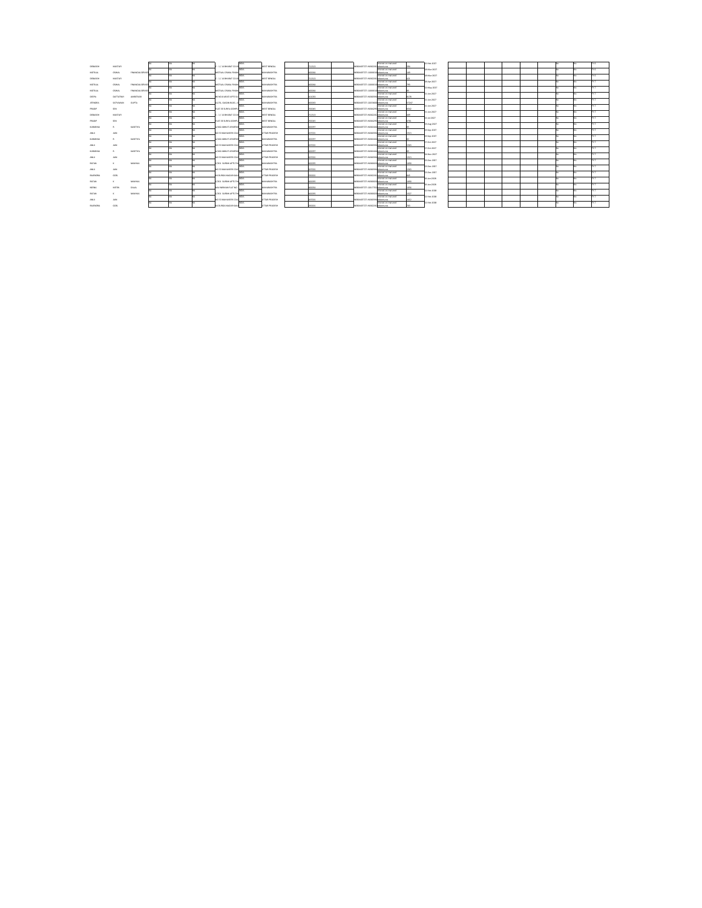| | | | | | | | | | | | | |
|---|---|---|---|---|---|---|---|---|---|---|---|---|
| DEBASISH | KANTAPI | | C - 1 / 14 BHARAT CO-O | INDIA | WEST BENGAL | 712223 | IN302... | Interest on matured debentures | 396 | 03-Feb-2027 | No | FY-6 |
| MOTILAL | OSWAL | FINANCIAL SERVICES | MOTILAL OSWAL TOWER | INDIA | MAHARASHTRA | 400025 | 1201... | Interest on matured debentures | 169 | 18-Mar-2027 | No | FY-6 |
| DEBASISH | KANTAPI | | C - 1 / 14 BHARAT CO-O | INDIA | WEST BENGAL | 712223 | IN302... | Interest on matured debentures | 225 | 28-Mar-2027 | No | FY-6 |
| MOTILAL | OSWAL | FINANCIAL SERVICES | MOTILAL OSWAL TOWER | INDIA | MAHARASHTRA | 400025 | 1201... | Interest on matured debentures | 785 | 28-Apr-2027 | No | FY-7 |
| MOTILAL | OSWAL | FINANCIAL SERVICES | MOTILAL OSWAL TOWER | INDIA | MAHARASHTRA | 400025 | 1201... | Interest on matured debentures | 82 | 13-May-2027 | No | FY-7 |
| DEEPA | DATTATRAY | AMBETKAR | PRIMUS KIRAT APTS | INDIA | MAHARASHTRA | 411033 | IN30... | Interest on matured debentures | 8378 | 11-Jun-2027 | No | FY-7 |
| JITENDRA | SATYANARAIN | GUPTA | ALFA, OASIS BLDG | INDIA | MAHARASHTRA | 400063 | 1201... | Interest on matured debentures | 37247 | 11-Jun-2027 | No | FY-7 |
| PRADIP | SEN | | FLAT 5B SURYA SOMPA | INDIA | WEST BENGAL | 700045 | IN30... | Interest on matured debentures | 3302 | 15-Jun-2027 | No | FY-7 |
| DEBASISH | KANTAPI | | C - 1 / 14 BHARAT CO-O | INDIA | WEST BENGAL | 712223 | IN302... | Interest on matured debentures | 449 | 15-Jun-2027 | No | FY-7 |
| PRADIP | SEN | | FLAT 5B SURYA SOMPA | INDIA | WEST BENGAL | 700045 | IN30... | Interest on matured debentures | 3761 | 02-Jul-2027 | No | FY-7 |
| SUBBARAO | R | KADETHIA | A/402 ABHIJIT APARTM | INDIA | MAHARASHTRA | 400097 | IN30... | Interest on matured debentures | 49 | 09-Aug-2027 | No | FY-7 |
| ANUJ | JAIN | | NO 53 MAHAVEER COL | INDIA | UTTAR PRADESH | 247001 | IN30... | Interest on matured debentures | 1313 | 09-Sep-2027 | No | FY-7 |
| SUBBARAO | R | KADETHIA | A/402 ABHIJIT APARTM | INDIA | MAHARASHTRA | 400097 | IN30... | Interest on matured debentures | 82 | 28-Sep-2027 | No | FY-7 |
| ANUJ | JAIN | | NO 53 MAHAVEER COL | INDIA | UTTAR PRADESH | 247001 | IN30... | Interest on matured debentures | 1063 | 27-Oct-2027 | No | FY-7 |
| SUBBARAO | R | KADETHIA | A/402 ABHIJIT APARTM | INDIA | MAHARASHTRA | 400097 | IN30... | Interest on matured debentures | 49 | 07-Oct-2027 | No | FY-7 |
| ANUJ | JAIN | | NO 53 MAHAVEER COL | INDIA | UTTAR PRADESH | 247001 | IN30... | Interest on matured debentures | 1313 | 18-Nov-2027 | No | FY-7 |
| RATAN | K | MAKHIJA | C/302 SURBHI APTS TH | INDIA | MAHARASHTRA | 400099 | IN30... | Interest on matured debentures | 1696 | 03-Dec-2027 | No | FY-7 |
| ANUJ | JAIN | | NO 53 MAHAVEER COL | INDIA | UTTAR PRADESH | 247001 | IN30... | Interest on matured debentures | 1063 | 03-Dec-2027 | No | FY-7 |
| RAJENDRA | GOEL | | 16 DURGA NAGAR KAN | INDIA | UTTAR PRADESH | 250001 | IN30... | Interest on matured debentures | 445 | 03-Dec-2027 | No | FY-7 |
| RATAN | K | MAKHIJA | C/302 SURBHI APTS TH | INDIA | MAHARASHTRA | 400099 | IN30... | Interest on matured debentures | 1696 | 05-Jan-2028 | No | FY-7 |
| MEENA | JATEN | DALAL | B/44 NIRMAN FLAT NO | INDIA | MAHARASHTRA | 400054 | 1201... | Interest on matured debentures | 1056 | 05-Jan-2028 | No | FY-7 |
| RATAN | K | MAKHIJA | C/302 SURBHI APTS TH | INDIA | MAHARASHTRA | 400099 | IN30... | Interest on matured debentures | 1027 | 03-Feb-2028 | No | FY-7 |
| ANUJ | JAIN | | NO 53 MAHAVEER COL | INDIA | UTTAR PRADESH | 247001 | IN30... | Interest on matured debentures | 1412 | 03-Feb-2028 | No | FY-7 |
| RAJENDRA | GOEL | | 16 DURGA NAGAR KAN | INDIA | UTTAR PRADESH | 250001 | IN30... | Interest on matured debentures | 763 | 13-Feb-2028 | No | FY-7 |